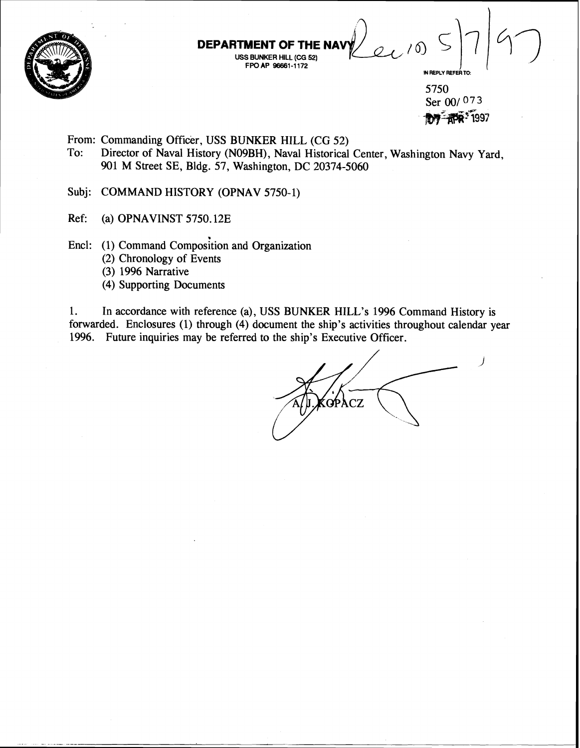**DEPARTMENT OF THE NAVY**
USS BUNKER HILL (CG 52)
FPO AP 96661-1172

Rec'd 5/7/97

IN REPLY REFER TO:

5750
Ser 00/073
07 APR 1997

From: Commanding Officer, USS BUNKER HILL (CG 52)
To: Director of Naval History (N09BH), Naval Historical Center, Washington Navy Yard, 901 M Street SE, Bldg. 57, Washington, DC 20374-5060

Subj: COMMAND HISTORY (OPNAV 5750-1)

Ref: (a) OPNAVINST 5750.12E

Encl: (1) Command Composition and Organization
(2) Chronology of Events
(3) 1996 Narrative
(4) Supporting Documents

1. In accordance with reference (a), USS BUNKER HILL's 1996 Command History is forwarded. Enclosures (1) through (4) document the ship's activities throughout calendar year 1996. Future inquiries may be referred to the ship's Executive Officer.

A. J. KOPACZ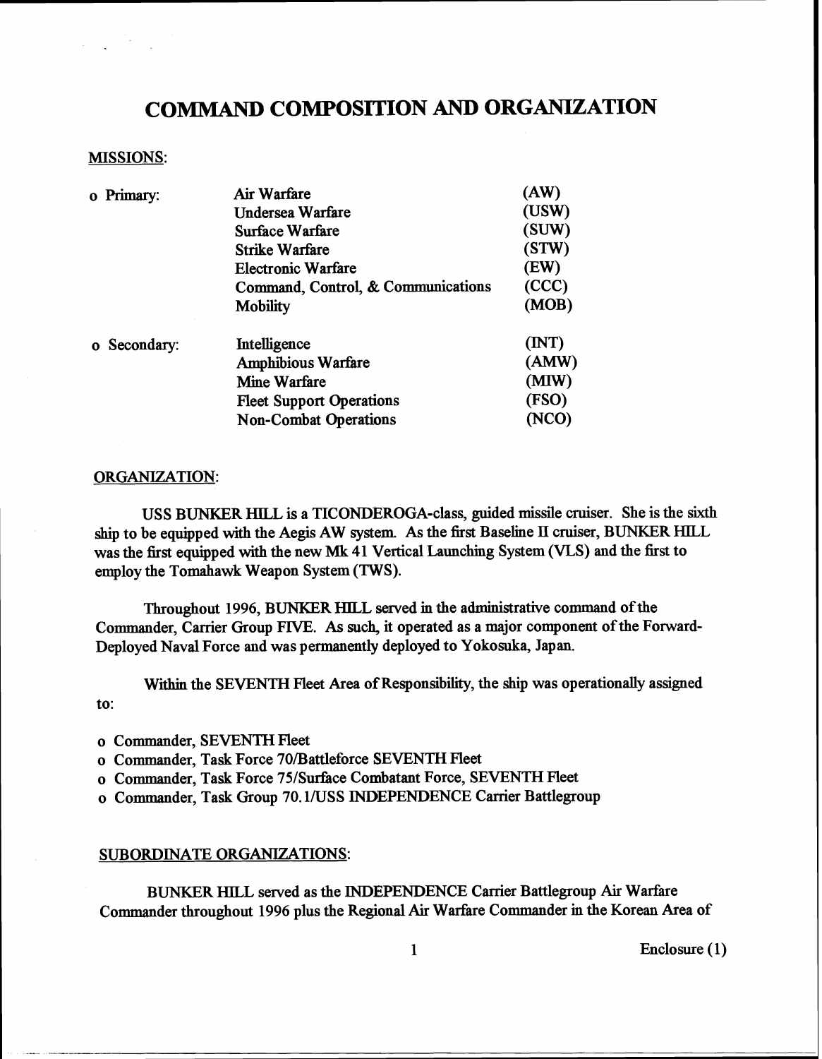# COMMAND COMPOSITION AND ORGANIZATION

MISSIONS:

| | | |
|---|---|---|
| o Primary: | Air Warfare | (AW) |
| | Undersea Warfare | (USW) |
| | Surface Warfare | (SUW) |
| | Strike Warfare | (STW) |
| | Electronic Warfare | (EW) |
| | Command, Control, & Communications | (CCC) |
| | Mobility | (MOB) |
| o Secondary: | Intelligence | (INT) |
| | Amphibious Warfare | (AMW) |
| | Mine Warfare | (MIW) |
| | Fleet Support Operations | (FSO) |
| | Non-Combat Operations | (NCO) |

ORGANIZATION:

USS BUNKER HILL is a TICONDEROGA-class, guided missile cruiser. She is the sixth ship to be equipped with the Aegis AW system. As the first Baseline II cruiser, BUNKER HILL was the first equipped with the new Mk 41 Vertical Launching System (VLS) and the first to employ the Tomahawk Weapon System (TWS).

Throughout 1996, BUNKER HILL served in the administrative command of the Commander, Carrier Group FIVE. As such, it operated as a major component of the Forward-Deployed Naval Force and was permanently deployed to Yokosuka, Japan.

Within the SEVENTH Fleet Area of Responsibility, the ship was operationally assigned to:

- o Commander, SEVENTH Fleet
- o Commander, Task Force 70/Battleforce SEVENTH Fleet
- o Commander, Task Force 75/Surface Combatant Force, SEVENTH Fleet
- o Commander, Task Group 70.1/USS INDEPENDENCE Carrier Battlegroup

SUBORDINATE ORGANIZATIONS:

BUNKER HILL served as the INDEPENDENCE Carrier Battlegroup Air Warfare Commander throughout 1996 plus the Regional Air Warfare Commander in the Korean Area of

Enclosure (1)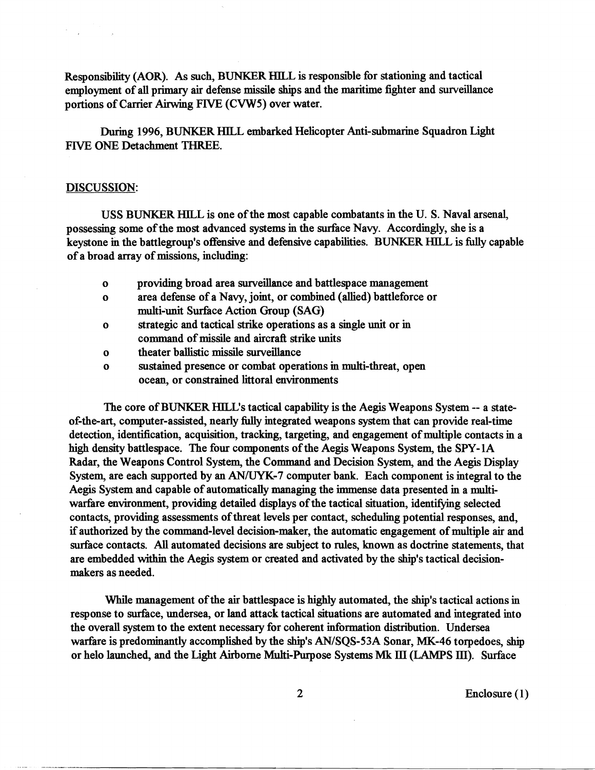Responsibility (AOR). As such, BUNKER HILL is responsible for stationing and tactical employment of all primary air defense missile ships and the maritime fighter and surveillance portions of Carrier Airwing FIVE (CVW5) over water.

During 1996, BUNKER HILL embarked Helicopter Anti-submarine Squadron Light FIVE ONE Detachment THREE.

DISCUSSION:

USS BUNKER HILL is one of the most capable combatants in the U. S. Naval arsenal, possessing some of the most advanced systems in the surface Navy. Accordingly, she is a keystone in the battlegroup's offensive and defensive capabilities. BUNKER HILL is fully capable of a broad array of missions, including:

- providing broad area surveillance and battlespace management
- area defense of a Navy, joint, or combined (allied) battleforce or multi-unit Surface Action Group (SAG)
- strategic and tactical strike operations as a single unit or in command of missile and aircraft strike units
- theater ballistic missile surveillance
- sustained presence or combat operations in multi-threat, open ocean, or constrained littoral environments

The core of BUNKER HILL's tactical capability is the Aegis Weapons System -- a state-of-the-art, computer-assisted, nearly fully integrated weapons system that can provide real-time detection, identification, acquisition, tracking, targeting, and engagement of multiple contacts in a high density battlespace. The four components of the Aegis Weapons System, the SPY-1A Radar, the Weapons Control System, the Command and Decision System, and the Aegis Display System, are each supported by an AN/UYK-7 computer bank. Each component is integral to the Aegis System and capable of automatically managing the immense data presented in a multi-warfare environment, providing detailed displays of the tactical situation, identifying selected contacts, providing assessments of threat levels per contact, scheduling potential responses, and, if authorized by the command-level decision-maker, the automatic engagement of multiple air and surface contacts. All automated decisions are subject to rules, known as doctrine statements, that are embedded within the Aegis system or created and activated by the ship's tactical decision-makers as needed.

While management of the air battlespace is highly automated, the ship's tactical actions in response to surface, undersea, or land attack tactical situations are automated and integrated into the overall system to the extent necessary for coherent information distribution. Undersea warfare is predominantly accomplished by the ship's AN/SQS-53A Sonar, MK-46 torpedoes, ship or helo launched, and the Light Airborne Multi-Purpose Systems Mk III (LAMPS III). Surface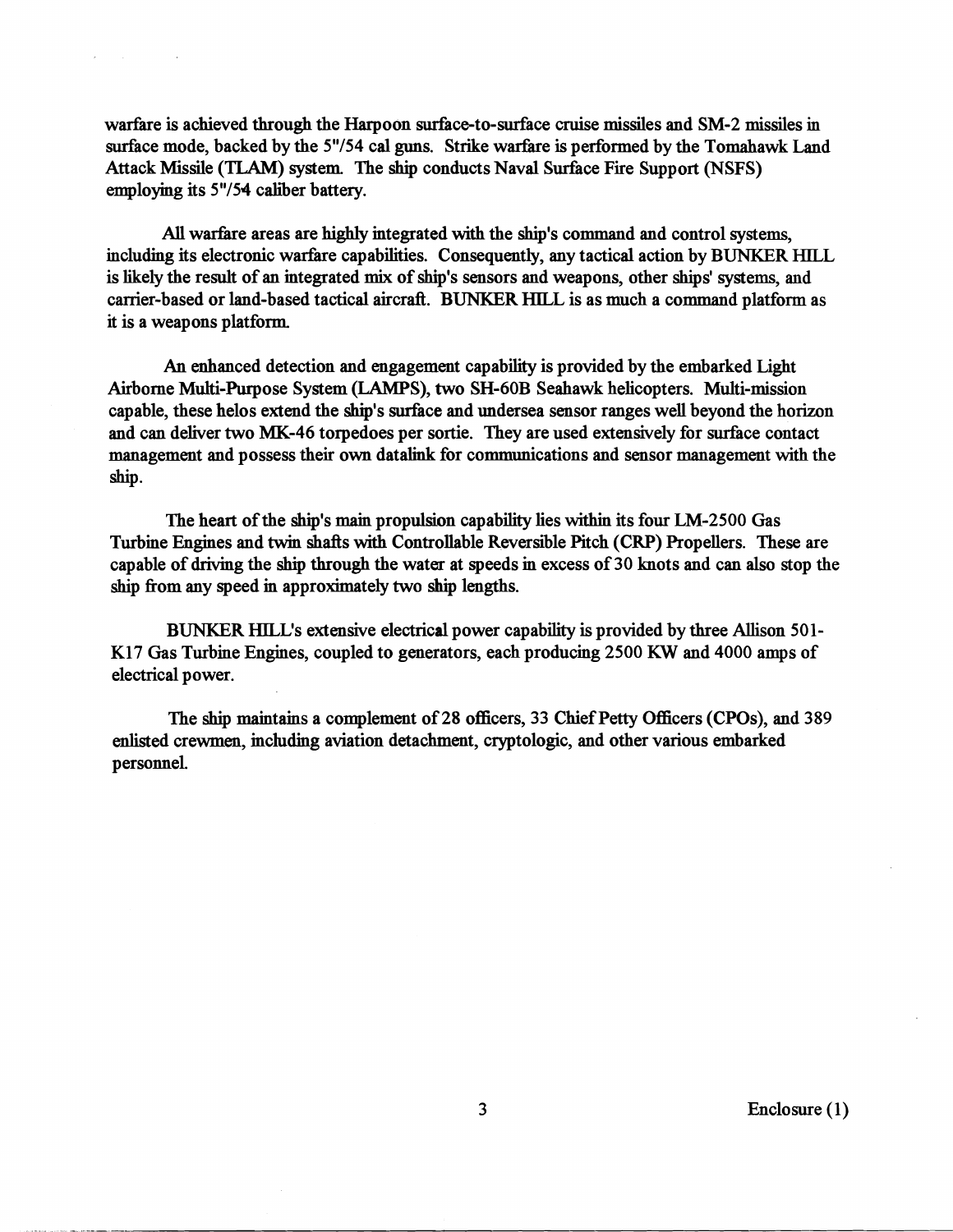warfare is achieved through the Harpoon surface-to-surface cruise missiles and SM-2 missiles in surface mode, backed by the 5"/54 cal guns. Strike warfare is performed by the Tomahawk Land Attack Missile (TLAM) system. The ship conducts Naval Surface Fire Support (NSFS) employing its 5"/54 caliber battery.

All warfare areas are highly integrated with the ship's command and control systems, including its electronic warfare capabilities. Consequently, any tactical action by BUNKER HILL is likely the result of an integrated mix of ship's sensors and weapons, other ships' systems, and carrier-based or land-based tactical aircraft. BUNKER HILL is as much a command platform as it is a weapons platform.

An enhanced detection and engagement capability is provided by the embarked Light Airborne Multi-Purpose System (LAMPS), two SH-60B Seahawk helicopters. Multi-mission capable, these helos extend the ship's surface and undersea sensor ranges well beyond the horizon and can deliver two MK-46 torpedoes per sortie. They are used extensively for surface contact management and possess their own datalink for communications and sensor management with the ship.

The heart of the ship's main propulsion capability lies within its four LM-2500 Gas Turbine Engines and twin shafts with Controllable Reversible Pitch (CRP) Propellers. These are capable of driving the ship through the water at speeds in excess of 30 knots and can also stop the ship from any speed in approximately two ship lengths.

BUNKER HILL's extensive electrical power capability is provided by three Allison 501-K17 Gas Turbine Engines, coupled to generators, each producing 2500 KW and 4000 amps of electrical power.

The ship maintains a complement of 28 officers, 33 Chief Petty Officers (CPOs), and 389 enlisted crewmen, including aviation detachment, cryptologic, and other various embarked personnel.

Enclosure (1)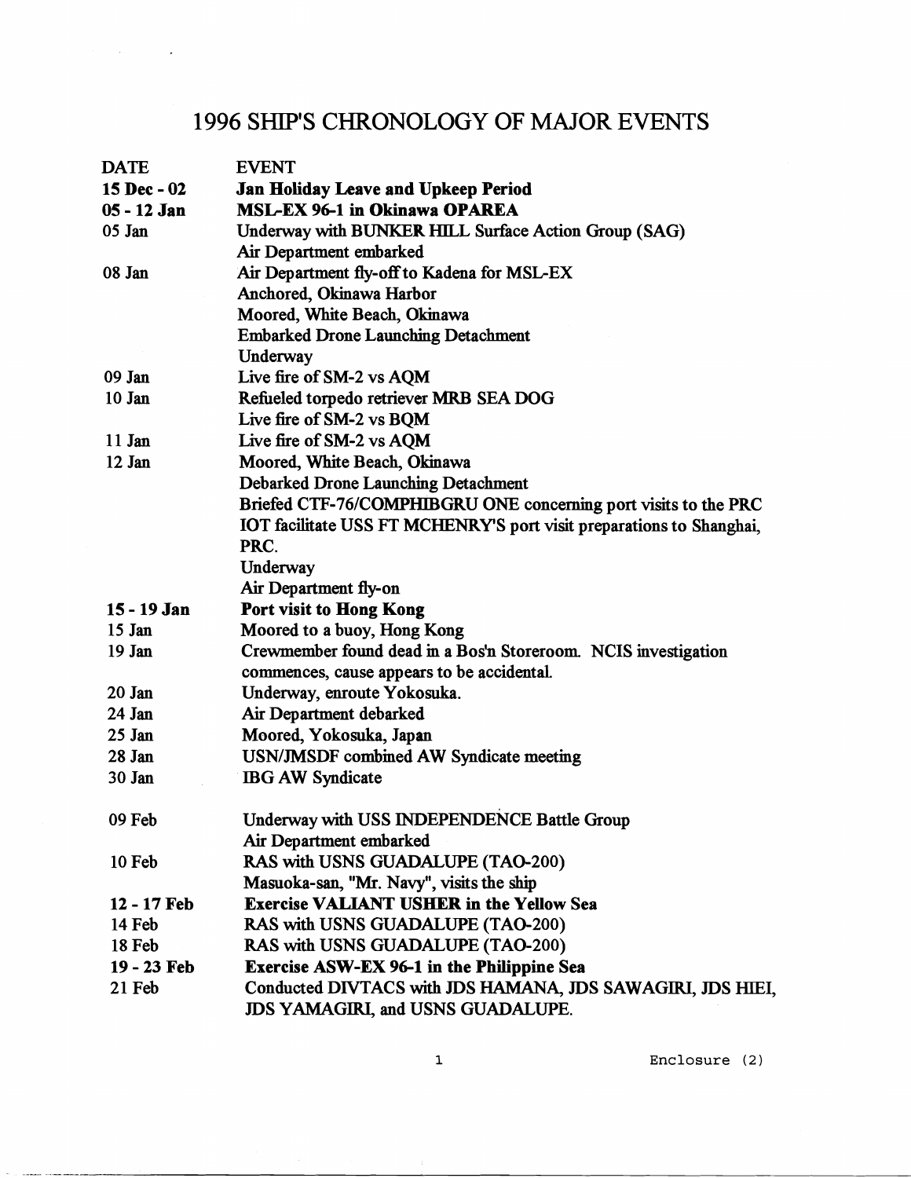# 1996 SHIP'S CHRONOLOGY OF MAJOR EVENTS

| DATE | EVENT |
|---|---|
| **15 Dec - 02** | **Jan Holiday Leave and Upkeep Period** |
| **05 - 12 Jan** | **MSL-EX 96-1 in Okinawa OPAREA** |
| 05 Jan | Underway with BUNKER HILL Surface Action Group (SAG) |
| | Air Department embarked |
| 08 Jan | Air Department fly-off to Kadena for MSL-EX |
| | Anchored, Okinawa Harbor |
| | Moored, White Beach, Okinawa |
| | Embarked Drone Launching Detachment |
| | Underway |
| 09 Jan | Live fire of SM-2 vs AQM |
| 10 Jan | Refueled torpedo retriever MRB SEA DOG |
| | Live fire of SM-2 vs BQM |
| 11 Jan | Live fire of SM-2 vs AQM |
| 12 Jan | Moored, White Beach, Okinawa |
| | Debarked Drone Launching Detachment |
| | Briefed CTF-76/COMPHIBGRU ONE concerning port visits to the PRC IOT facilitate USS FT MCHENRY'S port visit preparations to Shanghai, PRC. |
| | Underway |
| | Air Department fly-on |
| **15 - 19 Jan** | **Port visit to Hong Kong** |
| 15 Jan | Moored to a buoy, Hong Kong |
| 19 Jan | Crewmember found dead in a Bos'n Storeroom. NCIS investigation commences, cause appears to be accidental. |
| 20 Jan | Underway, enroute Yokosuka. |
| 24 Jan | Air Department debarked |
| 25 Jan | Moored, Yokosuka, Japan |
| 28 Jan | USN/JMSDF combined AW Syndicate meeting |
| 30 Jan | IBG AW Syndicate |
| 09 Feb | Underway with USS INDEPENDENCE Battle Group |
| | Air Department embarked |
| 10 Feb | RAS with USNS GUADALUPE (TAO-200) |
| | Masuoka-san, "Mr. Navy", visits the ship |
| **12 - 17 Feb** | **Exercise VALIANT USHER in the Yellow Sea** |
| 14 Feb | RAS with USNS GUADALUPE (TAO-200) |
| 18 Feb | RAS with USNS GUADALUPE (TAO-200) |
| **19 - 23 Feb** | **Exercise ASW-EX 96-1 in the Philippine Sea** |
| 21 Feb | Conducted DIVTACS with JDS HAMANA, JDS SAWAGIRI, JDS HIEI, JDS YAMAGIRI, and USNS GUADALUPE. |

Enclosure (2)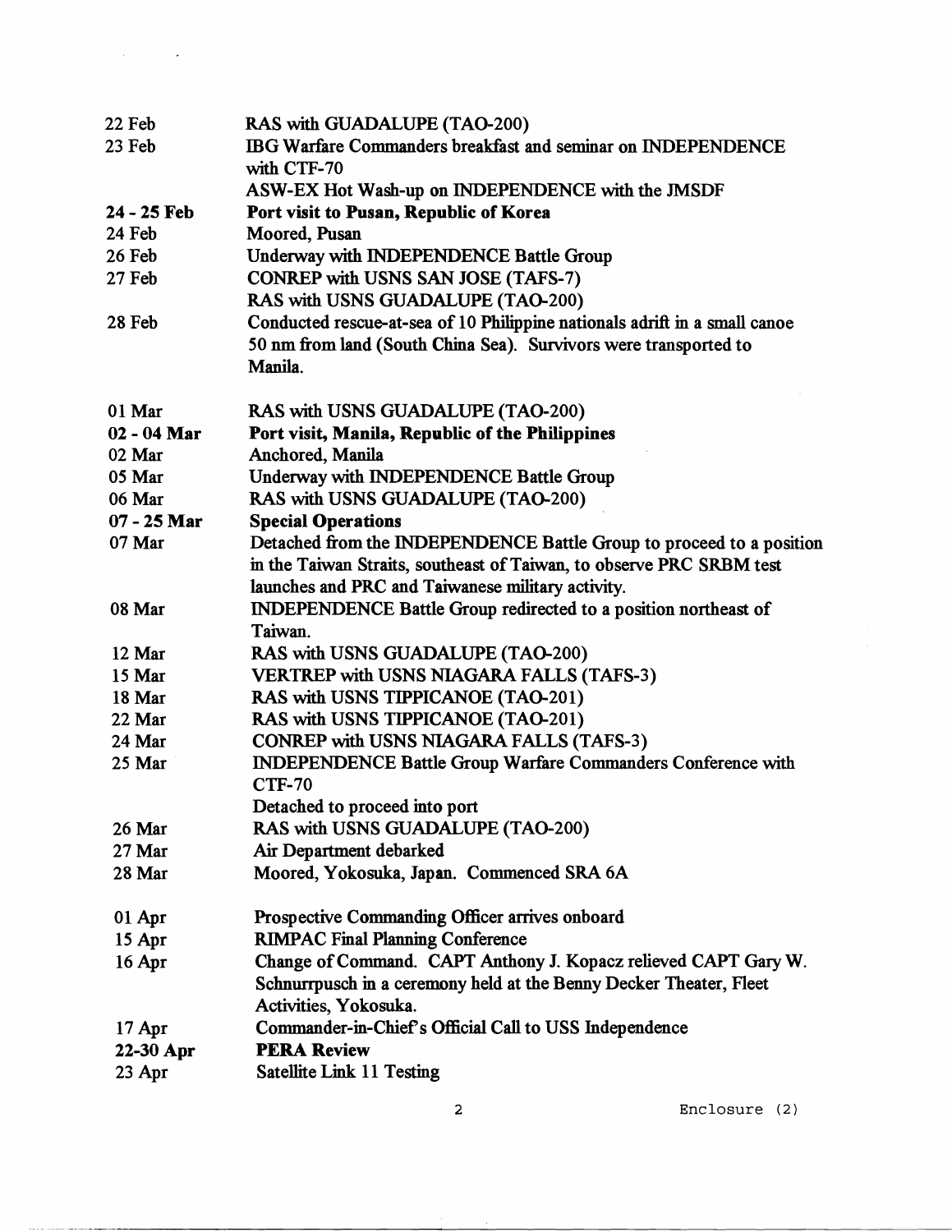| | |
|---|---|
| 22 Feb | RAS with GUADALUPE (TAO-200) |
| 23 Feb | IBG Warfare Commanders breakfast and seminar on INDEPENDENCE with CTF-70 |
| | ASW-EX Hot Wash-up on INDEPENDENCE with the JMSDF |
| **24 - 25 Feb** | **Port visit to Pusan, Republic of Korea** |
| 24 Feb | Moored, Pusan |
| 26 Feb | Underway with INDEPENDENCE Battle Group |
| 27 Feb | CONREP with USNS SAN JOSE (TAFS-7) |
| | RAS with USNS GUADALUPE (TAO-200) |
| 28 Feb | Conducted rescue-at-sea of 10 Philippine nationals adrift in a small canoe 50 nm from land (South China Sea). Survivors were transported to Manila. |
| 01 Mar | RAS with USNS GUADALUPE (TAO-200) |
| **02 - 04 Mar** | **Port visit, Manila, Republic of the Philippines** |
| 02 Mar | Anchored, Manila |
| 05 Mar | Underway with INDEPENDENCE Battle Group |
| 06 Mar | RAS with USNS GUADALUPE (TAO-200) |
| **07 - 25 Mar** | **Special Operations** |
| 07 Mar | Detached from the INDEPENDENCE Battle Group to proceed to a position in the Taiwan Straits, southeast of Taiwan, to observe PRC SRBM test launches and PRC and Taiwanese military activity. |
| 08 Mar | INDEPENDENCE Battle Group redirected to a position northeast of Taiwan. |
| 12 Mar | RAS with USNS GUADALUPE (TAO-200) |
| 15 Mar | VERTREP with USNS NIAGARA FALLS (TAFS-3) |
| 18 Mar | RAS with USNS TIPPICANOE (TAO-201) |
| 22 Mar | RAS with USNS TIPPICANOE (TAO-201) |
| 24 Mar | CONREP with USNS NIAGARA FALLS (TAFS-3) |
| 25 Mar | INDEPENDENCE Battle Group Warfare Commanders Conference with CTF-70 |
| | Detached to proceed into port |
| 26 Mar | RAS with USNS GUADALUPE (TAO-200) |
| 27 Mar | Air Department debarked |
| 28 Mar | Moored, Yokosuka, Japan. Commenced SRA 6A |
| 01 Apr | Prospective Commanding Officer arrives onboard |
| 15 Apr | RIMPAC Final Planning Conference |
| 16 Apr | Change of Command. CAPT Anthony J. Kopacz relieved CAPT Gary W. Schnurrpusch in a ceremony held at the Benny Decker Theater, Fleet Activities, Yokosuka. |
| 17 Apr | Commander-in-Chief's Official Call to USS Independence |
| **22-30 Apr** | **PERA Review** |
| 23 Apr | Satellite Link 11 Testing |

Enclosure (2)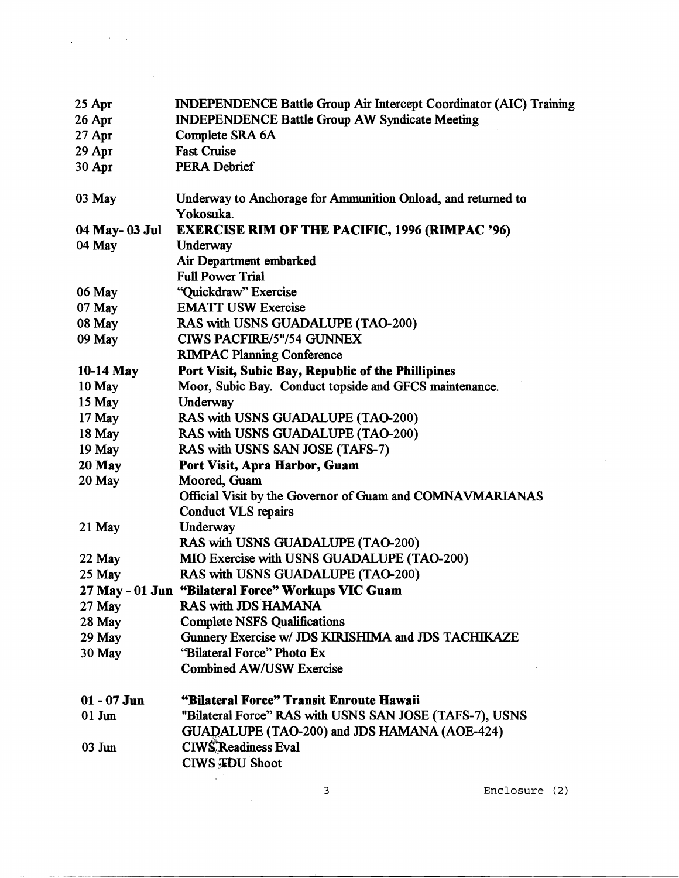| | |
|---|---|
| 25 Apr | INDEPENDENCE Battle Group Air Intercept Coordinator (AIC) Training |
| 26 Apr | INDEPENDENCE Battle Group AW Syndicate Meeting |
| 27 Apr | Complete SRA 6A |
| 29 Apr | Fast Cruise |
| 30 Apr | PERA Debrief |
| | |
| 03 May | Underway to Anchorage for Ammunition Onload, and returned to Yokosuka. |
| **04 May- 03 Jul** | **EXERCISE RIM OF THE PACIFIC, 1996 (RIMPAC '96)** |
| 04 May | Underway<br>Air Department embarked<br>Full Power Trial |
| 06 May | "Quickdraw" Exercise |
| 07 May | EMATT USW Exercise |
| 08 May | RAS with USNS GUADALUPE (TAO-200) |
| 09 May | CIWS PACFIRE/5"/54 GUNNEX<br>RIMPAC Planning Conference |
| **10-14 May** | **Port Visit, Subic Bay, Republic of the Phillipines** |
| 10 May | Moor, Subic Bay. Conduct topside and GFCS maintenance. |
| 15 May | Underway |
| 17 May | RAS with USNS GUADALUPE (TAO-200) |
| 18 May | RAS with USNS GUADALUPE (TAO-200) |
| 19 May | RAS with USNS SAN JOSE (TAFS-7) |
| **20 May** | **Port Visit, Apra Harbor, Guam** |
| 20 May | Moored, Guam<br>Official Visit by the Governor of Guam and COMNAVMARIANAS<br>Conduct VLS repairs |
| 21 May | Underway<br>RAS with USNS GUADALUPE (TAO-200) |
| 22 May | MIO Exercise with USNS GUADALUPE (TAO-200) |
| 25 May | RAS with USNS GUADALUPE (TAO-200) |
| **27 May - 01 Jun** | **"Bilateral Force" Workups VIC Guam** |
| 27 May | RAS with JDS HAMANA |
| 28 May | Complete NSFS Qualifications |
| 29 May | Gunnery Exercise w/ JDS KIRISHIMA and JDS TACHIKAZE |
| 30 May | "Bilateral Force" Photo Ex<br>Combined AW/USW Exercise |
| | |
| **01 - 07 Jun** | **"Bilateral Force" Transit Enroute Hawaii** |
| 01 Jun | "Bilateral Force" RAS with USNS SAN JOSE (TAFS-7), USNS GUADALUPE (TAO-200) and JDS HAMANA (AOE-424) |
| 03 Jun | CIWS Readiness Eval<br>CIWS TDU Shoot |

Enclosure (2)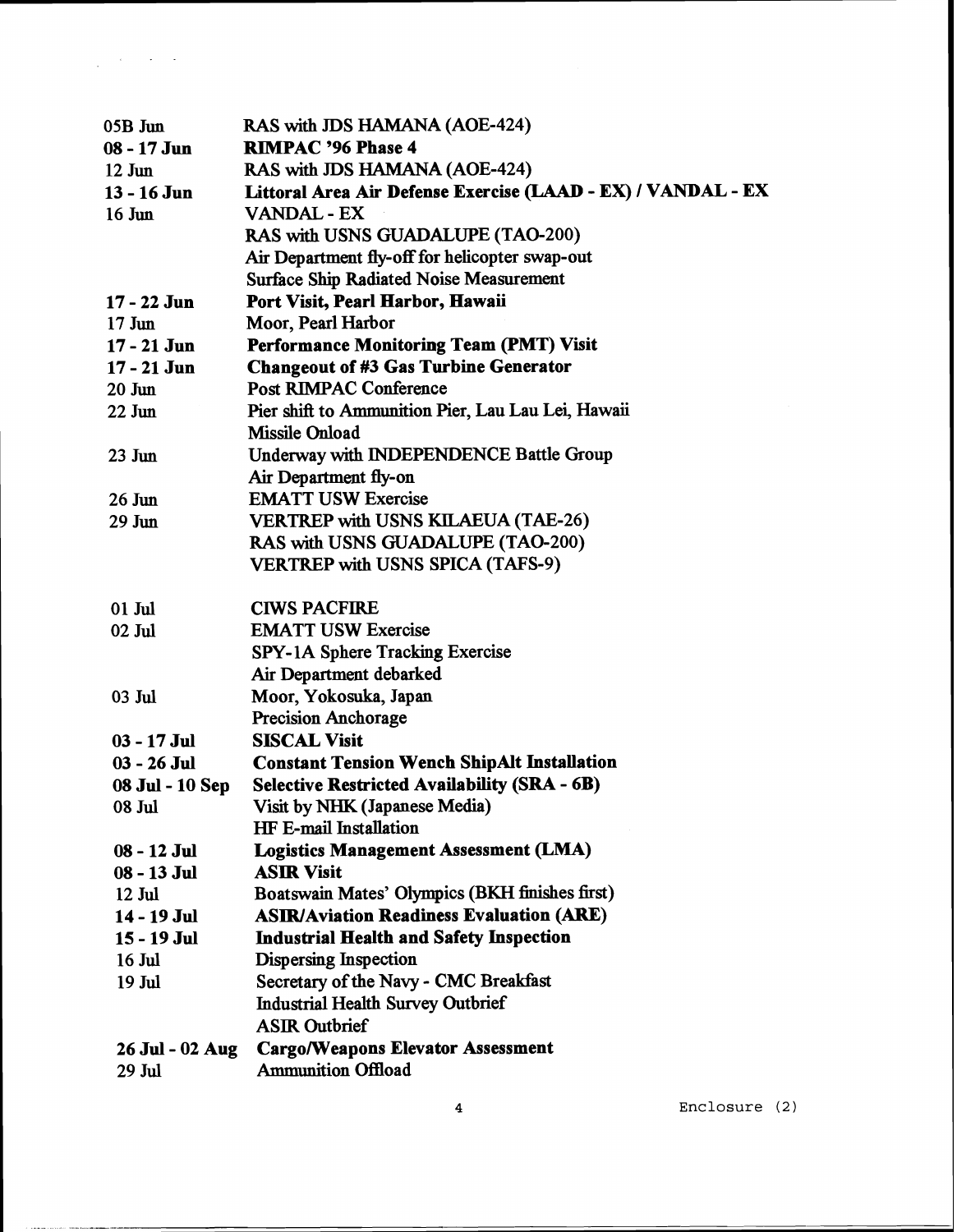| | |
|---|---|
| 05B Jun | RAS with JDS HAMANA (AOE-424) |
| **08 - 17 Jun** | **RIMPAC '96 Phase 4** |
| 12 Jun | RAS with JDS HAMANA (AOE-424) |
| **13 - 16 Jun** | **Littoral Area Air Defense Exercise (LAAD - EX) / VANDAL - EX** |
| 16 Jun | VANDAL - EX |
| | RAS with USNS GUADALUPE (TAO-200) |
| | Air Department fly-off for helicopter swap-out |
| | Surface Ship Radiated Noise Measurement |
| **17 - 22 Jun** | **Port Visit, Pearl Harbor, Hawaii** |
| 17 Jun | Moor, Pearl Harbor |
| **17 - 21 Jun** | **Performance Monitoring Team (PMT) Visit** |
| **17 - 21 Jun** | **Changeout of #3 Gas Turbine Generator** |
| 20 Jun | Post RIMPAC Conference |
| 22 Jun | Pier shift to Ammunition Pier, Lau Lau Lei, Hawaii |
| | Missile Onload |
| 23 Jun | Underway with INDEPENDENCE Battle Group |
| | Air Department fly-on |
| 26 Jun | EMATT USW Exercise |
| 29 Jun | VERTREP with USNS KILAEUA (TAE-26) |
| | RAS with USNS GUADALUPE (TAO-200) |
| | VERTREP with USNS SPICA (TAFS-9) |
| 01 Jul | CIWS PACFIRE |
| 02 Jul | EMATT USW Exercise |
| | SPY-1A Sphere Tracking Exercise |
| | Air Department debarked |
| 03 Jul | Moor, Yokosuka, Japan |
| | Precision Anchorage |
| **03 - 17 Jul** | **SISCAL Visit** |
| **03 - 26 Jul** | **Constant Tension Wench ShipAlt Installation** |
| **08 Jul - 10 Sep** | **Selective Restricted Availability (SRA - 6B)** |
| 08 Jul | Visit by NHK (Japanese Media) |
| | HF E-mail Installation |
| **08 - 12 Jul** | **Logistics Management Assessment (LMA)** |
| **08 - 13 Jul** | **ASIR Visit** |
| 12 Jul | Boatswain Mates' Olympics (BKH finishes first) |
| **14 - 19 Jul** | **ASIR/Aviation Readiness Evaluation (ARE)** |
| **15 - 19 Jul** | **Industrial Health and Safety Inspection** |
| 16 Jul | Dispersing Inspection |
| 19 Jul | Secretary of the Navy - CMC Breakfast |
| | Industrial Health Survey Outbrief |
| | ASIR Outbrief |
| **26 Jul - 02 Aug** | **Cargo/Weapons Elevator Assessment** |
| 29 Jul | Ammunition Offload |

Enclosure (2)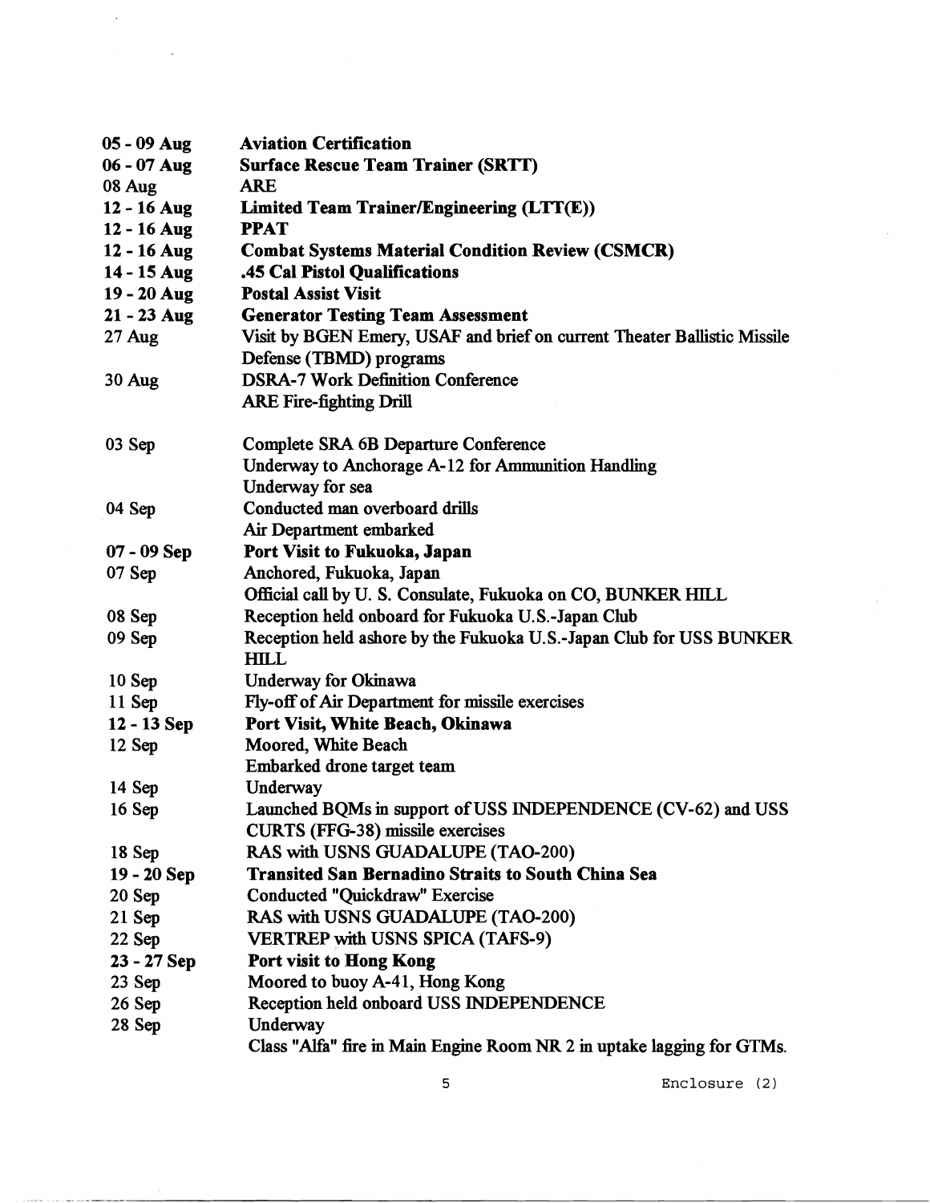| | |
|---|---|
| **05 - 09 Aug** | **Aviation Certification** |
| **06 - 07 Aug** | **Surface Rescue Team Trainer (SRTT)** |
| 08 Aug | **ARE** |
| **12 - 16 Aug** | **Limited Team Trainer/Engineering (LTT(E))** |
| **12 - 16 Aug** | **PPAT** |
| **12 - 16 Aug** | **Combat Systems Material Condition Review (CSMCR)** |
| **14 - 15 Aug** | **.45 Cal Pistol Qualifications** |
| **19 - 20 Aug** | **Postal Assist Visit** |
| **21 - 23 Aug** | **Generator Testing Team Assessment** |
| 27 Aug | Visit by BGEN Emery, USAF and brief on current Theater Ballistic Missile Defense (TBMD) programs |
| 30 Aug | DSRA-7 Work Definition Conference |
| | ARE Fire-fighting Drill |
| 03 Sep | Complete SRA 6B Departure Conference |
| | Underway to Anchorage A-12 for Ammunition Handling |
| | Underway for sea |
| 04 Sep | Conducted man overboard drills |
| | Air Department embarked |
| **07 - 09 Sep** | **Port Visit to Fukuoka, Japan** |
| 07 Sep | Anchored, Fukuoka, Japan |
| | Official call by U. S. Consulate, Fukuoka on CO, BUNKER HILL |
| 08 Sep | Reception held onboard for Fukuoka U.S.-Japan Club |
| 09 Sep | Reception held ashore by the Fukuoka U.S.-Japan Club for USS BUNKER HILL |
| 10 Sep | Underway for Okinawa |
| 11 Sep | Fly-off of Air Department for missile exercises |
| **12 - 13 Sep** | **Port Visit, White Beach, Okinawa** |
| 12 Sep | Moored, White Beach |
| | Embarked drone target team |
| 14 Sep | Underway |
| 16 Sep | Launched BQMs in support of USS INDEPENDENCE (CV-62) and USS CURTS (FFG-38) missile exercises |
| 18 Sep | RAS with USNS GUADALUPE (TAO-200) |
| **19 - 20 Sep** | **Transited San Bernadino Straits to South China Sea** |
| 20 Sep | Conducted "Quickdraw" Exercise |
| 21 Sep | RAS with USNS GUADALUPE (TAO-200) |
| 22 Sep | VERTREP with USNS SPICA (TAFS-9) |
| **23 - 27 Sep** | **Port visit to Hong Kong** |
| 23 Sep | Moored to buoy A-41, Hong Kong |
| 26 Sep | Reception held onboard USS INDEPENDENCE |
| 28 Sep | Underway |
| | Class "Alfa" fire in Main Engine Room NR 2 in uptake lagging for GTMs. |

Enclosure (2)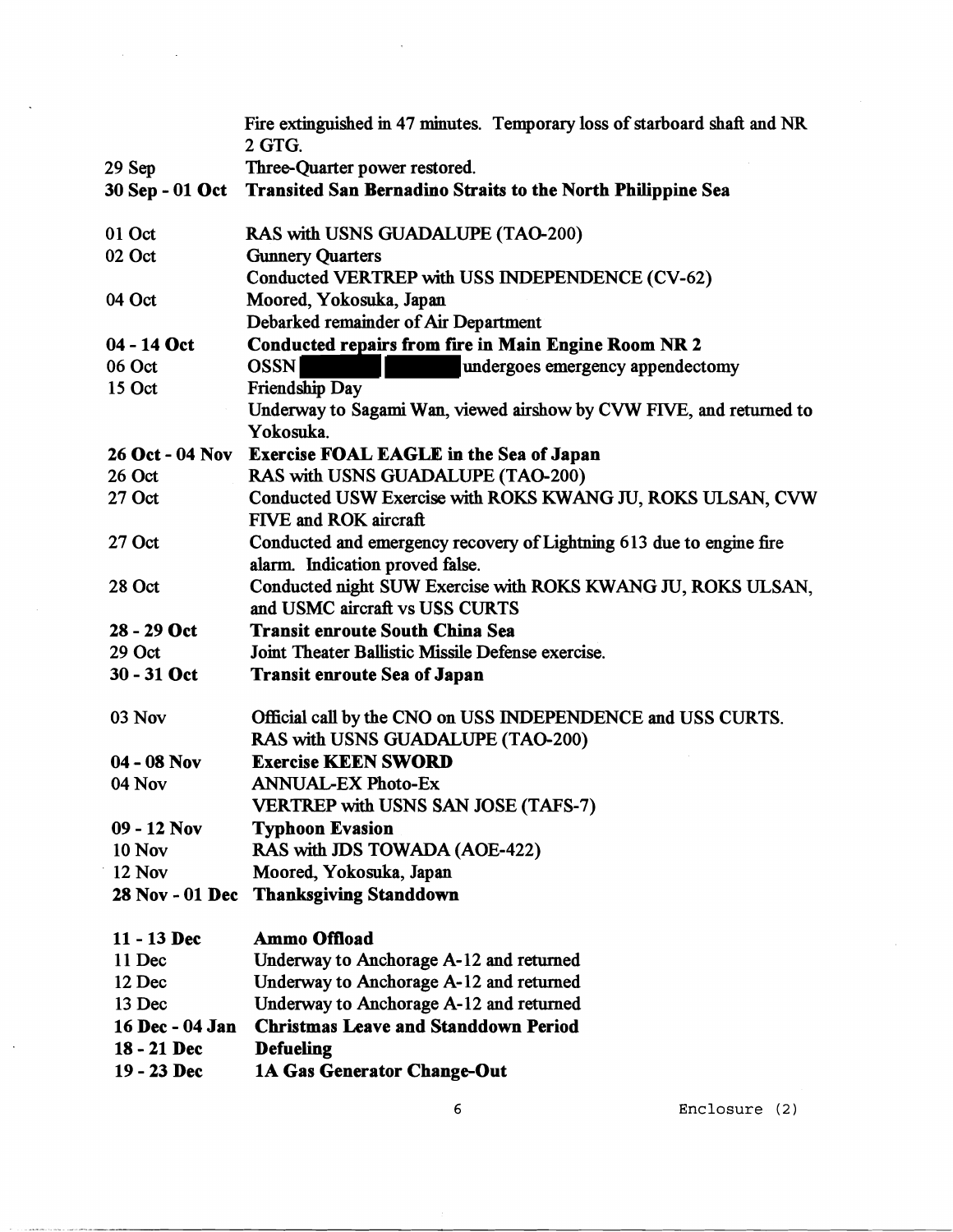| | |
|---|---|
| | Fire extinguished in 47 minutes. Temporary loss of starboard shaft and NR 2 GTG. |
| 29 Sep | Three-Quarter power restored. |
| **30 Sep - 01 Oct** | **Transited San Bernadino Straits to the North Philippine Sea** |
| 01 Oct | RAS with USNS GUADALUPE (TAO-200) |
| 02 Oct | Gunnery Quarters |
| | Conducted VERTREP with USS INDEPENDENCE (CV-62) |
| 04 Oct | Moored, Yokosuka, Japan |
| | Debarked remainder of Air Department |
| **04 - 14 Oct** | **Conducted repairs from fire in Main Engine Room NR 2** |
| 06 Oct | OSSN [redacted] undergoes emergency appendectomy |
| 15 Oct | Friendship Day |
| | Underway to Sagami Wan, viewed airshow by CVW FIVE, and returned to Yokosuka. |
| **26 Oct - 04 Nov** | **Exercise FOAL EAGLE in the Sea of Japan** |
| 26 Oct | RAS with USNS GUADALUPE (TAO-200) |
| 27 Oct | Conducted USW Exercise with ROKS KWANG JU, ROKS ULSAN, CVW FIVE and ROK aircraft |
| 27 Oct | Conducted and emergency recovery of Lightning 613 due to engine fire alarm. Indication proved false. |
| 28 Oct | Conducted night SUW Exercise with ROKS KWANG JU, ROKS ULSAN, and USMC aircraft vs USS CURTS |
| **28 - 29 Oct** | **Transit enroute South China Sea** |
| 29 Oct | Joint Theater Ballistic Missile Defense exercise. |
| **30 - 31 Oct** | **Transit enroute Sea of Japan** |
| 03 Nov | Official call by the CNO on USS INDEPENDENCE and USS CURTS. |
| | RAS with USNS GUADALUPE (TAO-200) |
| **04 - 08 Nov** | **Exercise KEEN SWORD** |
| 04 Nov | ANNUAL-EX Photo-Ex |
| | VERTREP with USNS SAN JOSE (TAFS-7) |
| **09 - 12 Nov** | **Typhoon Evasion** |
| 10 Nov | RAS with JDS TOWADA (AOE-422) |
| 12 Nov | Moored, Yokosuka, Japan |
| **28 Nov - 01 Dec** | **Thanksgiving Standdown** |
| **11 - 13 Dec** | **Ammo Offload** |
| 11 Dec | Underway to Anchorage A-12 and returned |
| 12 Dec | Underway to Anchorage A-12 and returned |
| 13 Dec | Underway to Anchorage A-12 and returned |
| **16 Dec - 04 Jan** | **Christmas Leave and Standdown Period** |
| **18 - 21 Dec** | **Defueling** |
| **19 - 23 Dec** | **1A Gas Generator Change-Out** |

Enclosure (2)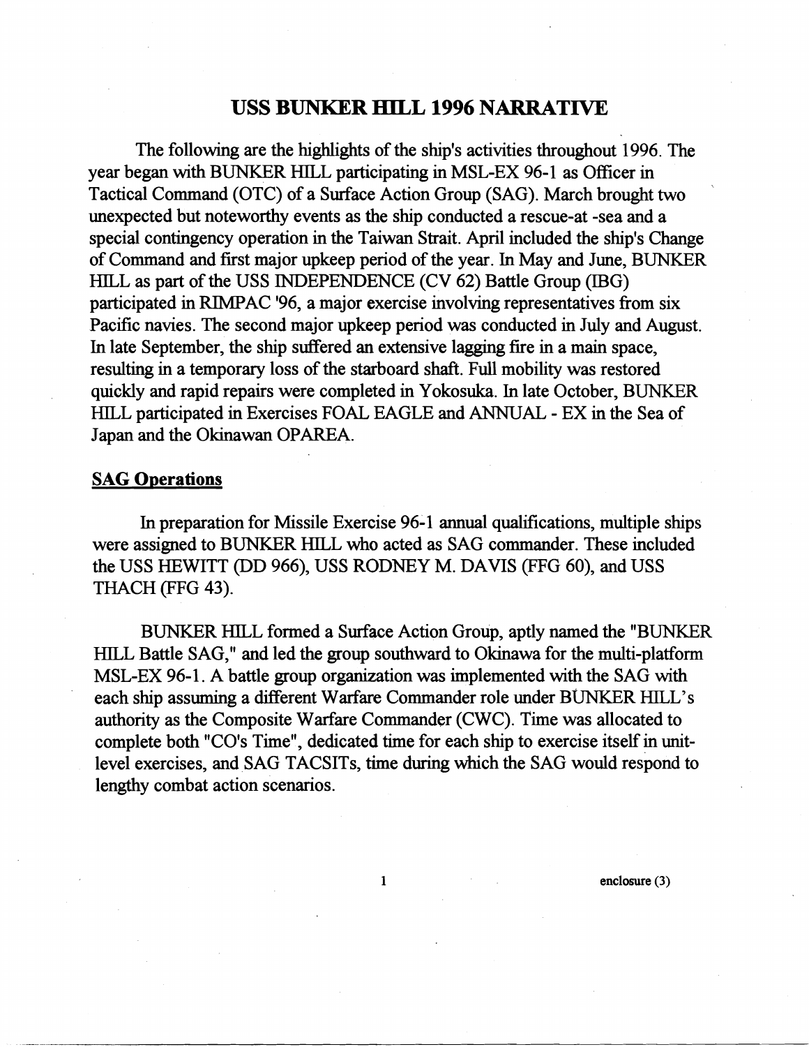# USS BUNKER HILL 1996 NARRATIVE

The following are the highlights of the ship's activities throughout 1996. The year began with BUNKER HILL participating in MSL-EX 96-1 as Officer in Tactical Command (OTC) of a Surface Action Group (SAG). March brought two unexpected but noteworthy events as the ship conducted a rescue-at -sea and a special contingency operation in the Taiwan Strait. April included the ship's Change of Command and first major upkeep period of the year. In May and June, BUNKER HILL as part of the USS INDEPENDENCE (CV 62) Battle Group (IBG) participated in RIMPAC '96, a major exercise involving representatives from six Pacific navies. The second major upkeep period was conducted in July and August. In late September, the ship suffered an extensive lagging fire in a main space, resulting in a temporary loss of the starboard shaft. Full mobility was restored quickly and rapid repairs were completed in Yokosuka. In late October, BUNKER HILL participated in Exercises FOAL EAGLE and ANNUAL - EX in the Sea of Japan and the Okinawan OPAREA.

## SAG Operations

In preparation for Missile Exercise 96-1 annual qualifications, multiple ships were assigned to BUNKER HILL who acted as SAG commander. These included the USS HEWITT (DD 966), USS RODNEY M. DAVIS (FFG 60), and USS THACH (FFG 43).

BUNKER HILL formed a Surface Action Group, aptly named the "BUNKER HILL Battle SAG," and led the group southward to Okinawa for the multi-platform MSL-EX 96-1. A battle group organization was implemented with the SAG with each ship assuming a different Warfare Commander role under BUNKER HILL's authority as the Composite Warfare Commander (CWC). Time was allocated to complete both "CO's Time", dedicated time for each ship to exercise itself in unit-level exercises, and SAG TACSITs, time during which the SAG would respond to lengthy combat action scenarios.

enclosure (3)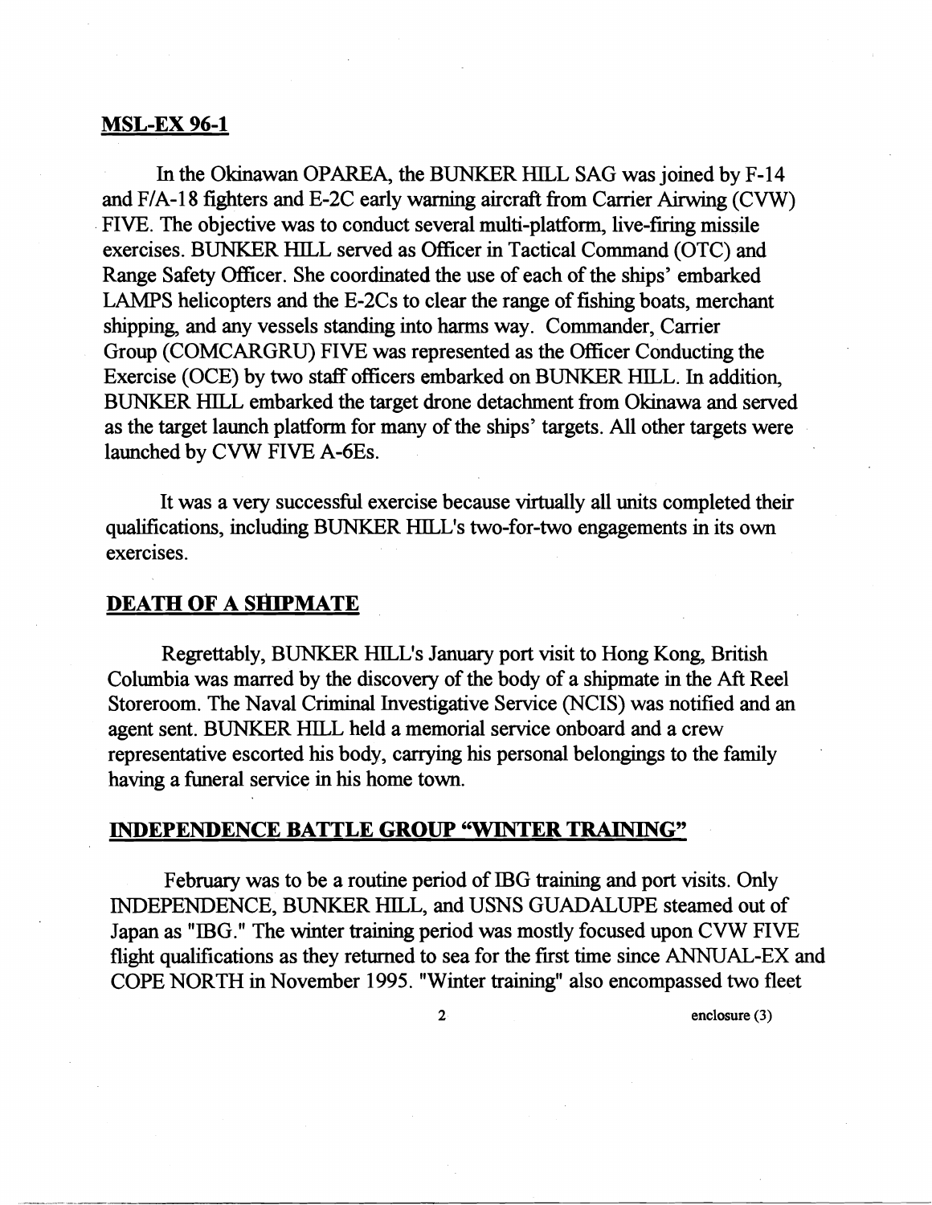## MSL-EX 96-1

In the Okinawan OPAREA, the BUNKER HILL SAG was joined by F-14 and F/A-18 fighters and E-2C early warning aircraft from Carrier Airwing (CVW) FIVE. The objective was to conduct several multi-platform, live-firing missile exercises. BUNKER HILL served as Officer in Tactical Command (OTC) and Range Safety Officer. She coordinated the use of each of the ships' embarked LAMPS helicopters and the E-2Cs to clear the range of fishing boats, merchant shipping, and any vessels standing into harms way. Commander, Carrier Group (COMCARGRU) FIVE was represented as the Officer Conducting the Exercise (OCE) by two staff officers embarked on BUNKER HILL. In addition, BUNKER HILL embarked the target drone detachment from Okinawa and served as the target launch platform for many of the ships' targets. All other targets were launched by CVW FIVE A-6Es.

It was a very successful exercise because virtually all units completed their qualifications, including BUNKER HILL's two-for-two engagements in its own exercises.

## DEATH OF A SHIPMATE

Regrettably, BUNKER HILL's January port visit to Hong Kong, British Columbia was marred by the discovery of the body of a shipmate in the Aft Reel Storeroom. The Naval Criminal Investigative Service (NCIS) was notified and an agent sent. BUNKER HILL held a memorial service onboard and a crew representative escorted his body, carrying his personal belongings to the family having a funeral service in his home town.

## INDEPENDENCE BATTLE GROUP "WINTER TRAINING"

February was to be a routine period of IBG training and port visits. Only INDEPENDENCE, BUNKER HILL, and USNS GUADALUPE steamed out of Japan as "IBG." The winter training period was mostly focused upon CVW FIVE flight qualifications as they returned to sea for the first time since ANNUAL-EX and COPE NORTH in November 1995. "Winter training" also encompassed two fleet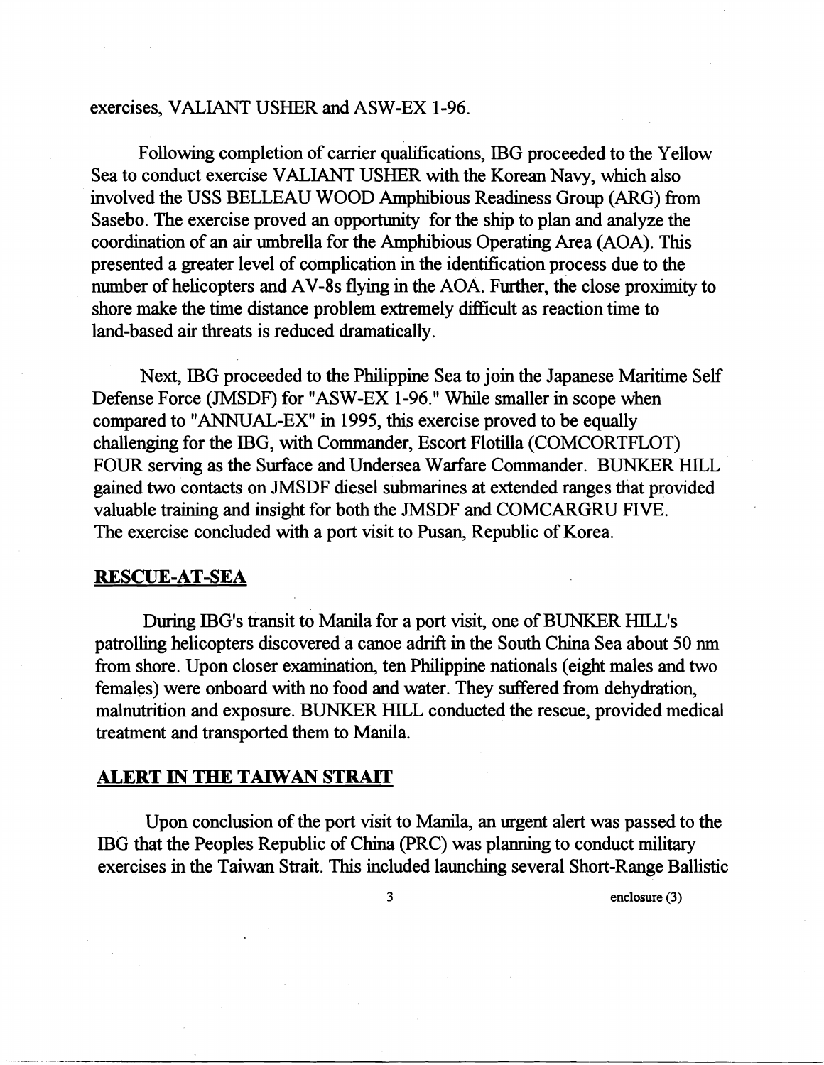exercises, VALIANT USHER and ASW-EX 1-96.

Following completion of carrier qualifications, IBG proceeded to the Yellow Sea to conduct exercise VALIANT USHER with the Korean Navy, which also involved the USS BELLEAU WOOD Amphibious Readiness Group (ARG) from Sasebo. The exercise proved an opportunity for the ship to plan and analyze the coordination of an air umbrella for the Amphibious Operating Area (AOA). This presented a greater level of complication in the identification process due to the number of helicopters and AV-8s flying in the AOA. Further, the close proximity to shore make the time distance problem extremely difficult as reaction time to land-based air threats is reduced dramatically.

Next, IBG proceeded to the Philippine Sea to join the Japanese Maritime Self Defense Force (JMSDF) for "ASW-EX 1-96." While smaller in scope when compared to "ANNUAL-EX" in 1995, this exercise proved to be equally challenging for the IBG, with Commander, Escort Flotilla (COMCORTFLOT) FOUR serving as the Surface and Undersea Warfare Commander. BUNKER HILL gained two contacts on JMSDF diesel submarines at extended ranges that provided valuable training and insight for both the JMSDF and COMCARGRU FIVE. The exercise concluded with a port visit to Pusan, Republic of Korea.

## RESCUE-AT-SEA

During IBG's transit to Manila for a port visit, one of BUNKER HILL's patrolling helicopters discovered a canoe adrift in the South China Sea about 50 nm from shore. Upon closer examination, ten Philippine nationals (eight males and two females) were onboard with no food and water. They suffered from dehydration, malnutrition and exposure. BUNKER HILL conducted the rescue, provided medical treatment and transported them to Manila.

## ALERT IN THE TAIWAN STRAIT

Upon conclusion of the port visit to Manila, an urgent alert was passed to the IBG that the Peoples Republic of China (PRC) was planning to conduct military exercises in the Taiwan Strait. This included launching several Short-Range Ballistic

enclosure (3)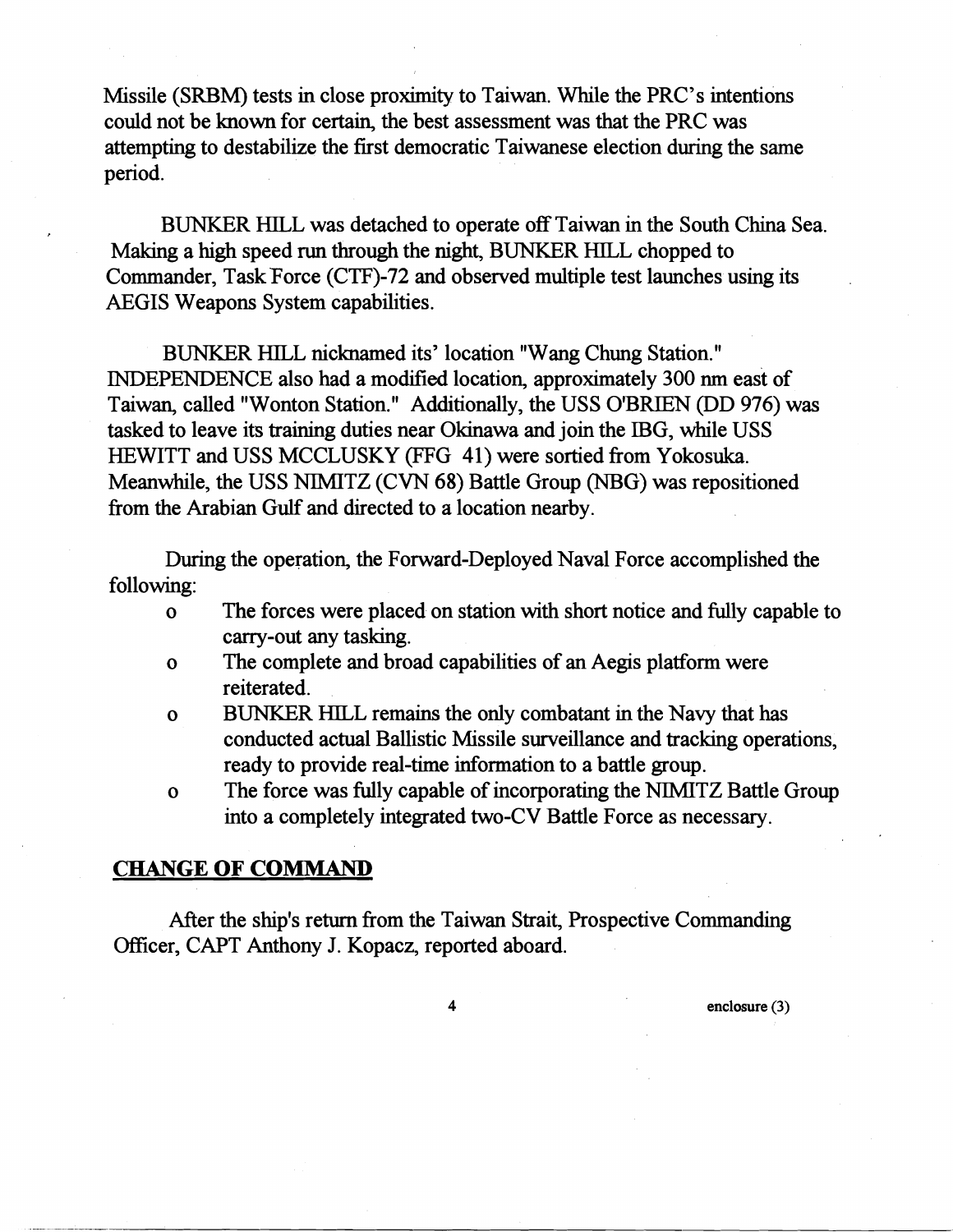Missile (SRBM) tests in close proximity to Taiwan. While the PRC's intentions could not be known for certain, the best assessment was that the PRC was attempting to destabilize the first democratic Taiwanese election during the same period.

BUNKER HILL was detached to operate off Taiwan in the South China Sea. Making a high speed run through the night, BUNKER HILL chopped to Commander, Task Force (CTF)-72 and observed multiple test launches using its AEGIS Weapons System capabilities.

BUNKER HILL nicknamed its' location "Wang Chung Station." INDEPENDENCE also had a modified location, approximately 300 nm east of Taiwan, called "Wonton Station." Additionally, the USS O'BRIEN (DD 976) was tasked to leave its training duties near Okinawa and join the IBG, while USS HEWITT and USS MCCLUSKY (FFG 41) were sortied from Yokosuka. Meanwhile, the USS NIMITZ (CVN 68) Battle Group (NBG) was repositioned from the Arabian Gulf and directed to a location nearby.

During the operation, the Forward-Deployed Naval Force accomplished the following:

- The forces were placed on station with short notice and fully capable to carry-out any tasking.
- The complete and broad capabilities of an Aegis platform were reiterated.
- BUNKER HILL remains the only combatant in the Navy that has conducted actual Ballistic Missile surveillance and tracking operations, ready to provide real-time information to a battle group.
- The force was fully capable of incorporating the NIMITZ Battle Group into a completely integrated two-CV Battle Force as necessary.

## CHANGE OF COMMAND

After the ship's return from the Taiwan Strait, Prospective Commanding Officer, CAPT Anthony J. Kopacz, reported aboard.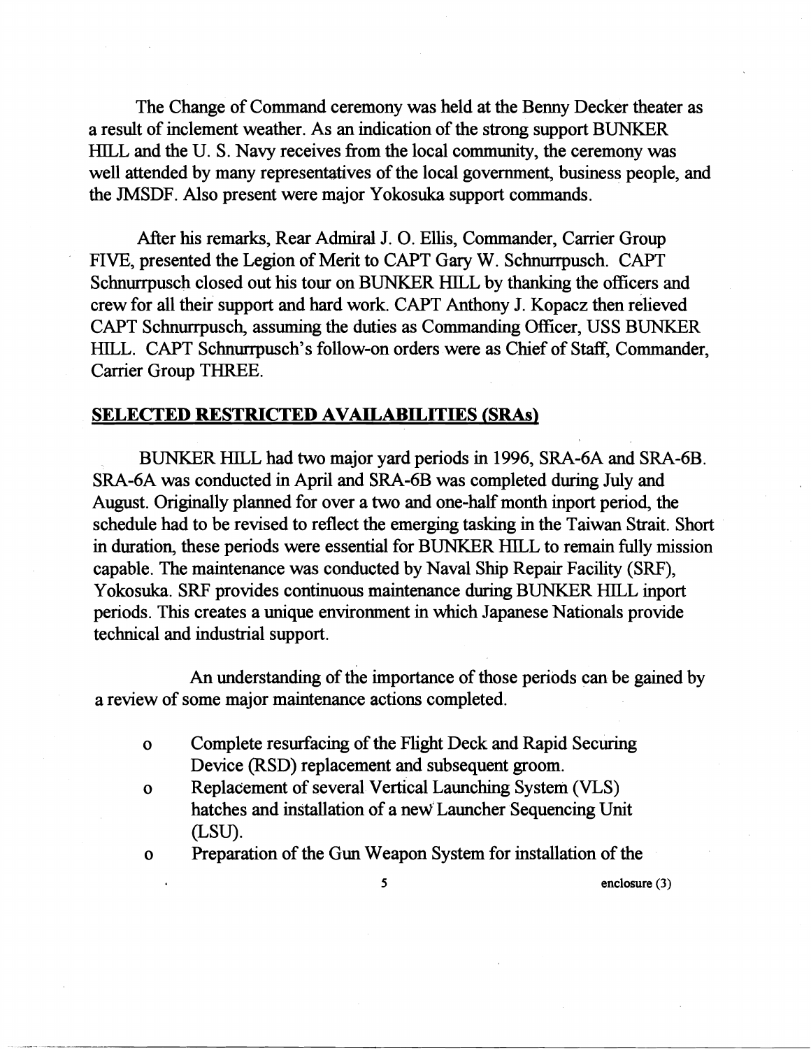The Change of Command ceremony was held at the Benny Decker theater as a result of inclement weather. As an indication of the strong support BUNKER HILL and the U. S. Navy receives from the local community, the ceremony was well attended by many representatives of the local government, business people, and the JMSDF. Also present were major Yokosuka support commands.

After his remarks, Rear Admiral J. O. Ellis, Commander, Carrier Group FIVE, presented the Legion of Merit to CAPT Gary W. Schnurrpusch. CAPT Schnurrpusch closed out his tour on BUNKER HILL by thanking the officers and crew for all their support and hard work. CAPT Anthony J. Kopacz then relieved CAPT Schnurrpusch, assuming the duties as Commanding Officer, USS BUNKER HILL. CAPT Schnurrpusch's follow-on orders were as Chief of Staff, Commander, Carrier Group THREE.

## SELECTED RESTRICTED AVAILABILITIES (SRAs)

BUNKER HILL had two major yard periods in 1996, SRA-6A and SRA-6B. SRA-6A was conducted in April and SRA-6B was completed during July and August. Originally planned for over a two and one-half month inport period, the schedule had to be revised to reflect the emerging tasking in the Taiwan Strait. Short in duration, these periods were essential for BUNKER HILL to remain fully mission capable. The maintenance was conducted by Naval Ship Repair Facility (SRF), Yokosuka. SRF provides continuous maintenance during BUNKER HILL inport periods. This creates a unique environment in which Japanese Nationals provide technical and industrial support.

An understanding of the importance of those periods can be gained by a review of some major maintenance actions completed.

- o Complete resurfacing of the Flight Deck and Rapid Securing Device (RSD) replacement and subsequent groom.
- o Replacement of several Vertical Launching System (VLS) hatches and installation of a new Launcher Sequencing Unit (LSU).
- o Preparation of the Gun Weapon System for installation of the

enclosure (3)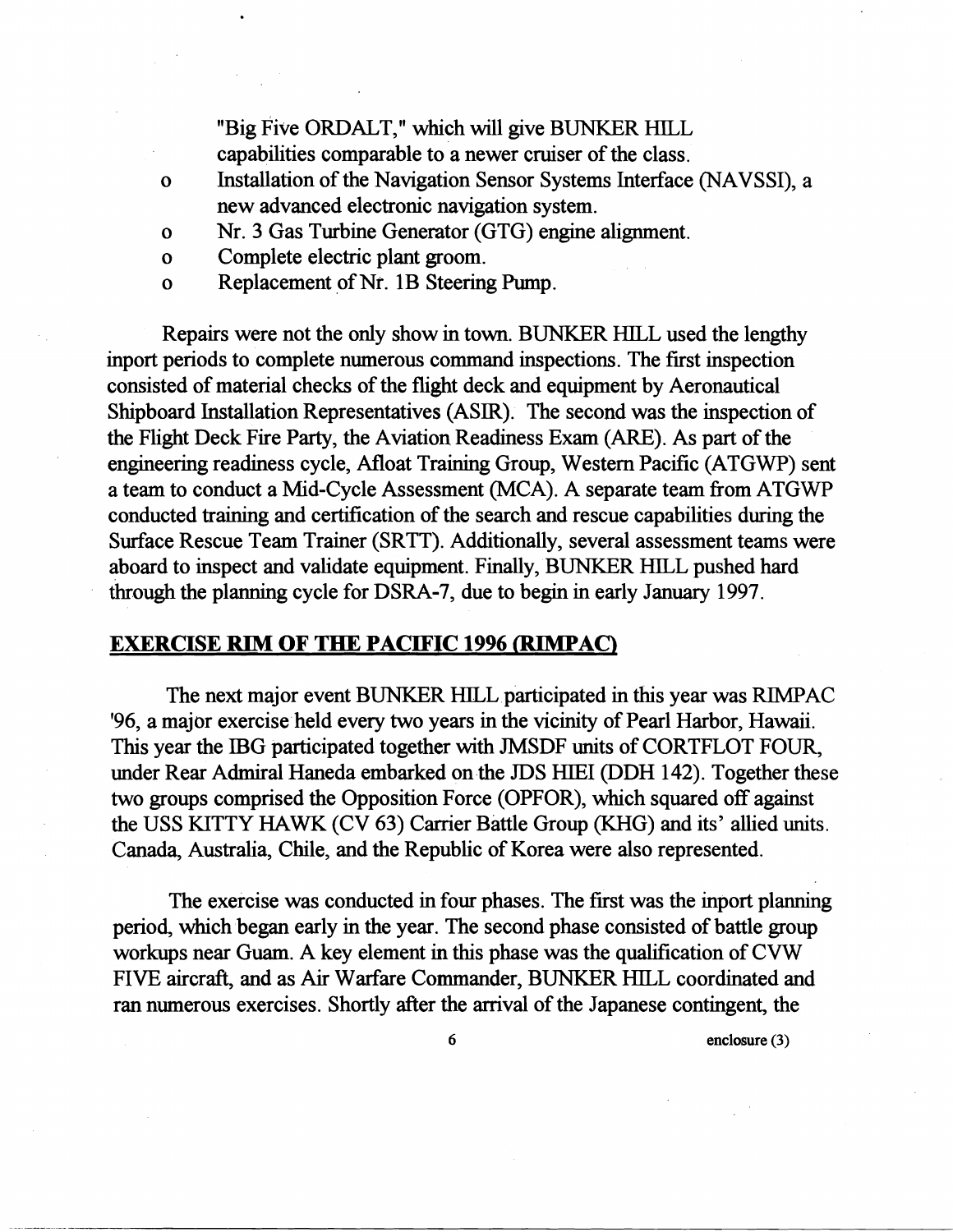"Big Five ORDALT," which will give BUNKER HILL capabilities comparable to a newer cruiser of the class.

- Installation of the Navigation Sensor Systems Interface (NAVSSI), a new advanced electronic navigation system.
- Nr. 3 Gas Turbine Generator (GTG) engine alignment.
- Complete electric plant groom.
- Replacement of Nr. 1B Steering Pump.

Repairs were not the only show in town. BUNKER HILL used the lengthy inport periods to complete numerous command inspections. The first inspection consisted of material checks of the flight deck and equipment by Aeronautical Shipboard Installation Representatives (ASIR). The second was the inspection of the Flight Deck Fire Party, the Aviation Readiness Exam (ARE). As part of the engineering readiness cycle, Afloat Training Group, Western Pacific (ATGWP) sent a team to conduct a Mid-Cycle Assessment (MCA). A separate team from ATGWP conducted training and certification of the search and rescue capabilities during the Surface Rescue Team Trainer (SRTT). Additionally, several assessment teams were aboard to inspect and validate equipment. Finally, BUNKER HILL pushed hard through the planning cycle for DSRA-7, due to begin in early January 1997.

## EXERCISE RIM OF THE PACIFIC 1996 (RIMPAC)

The next major event BUNKER HILL participated in this year was RIMPAC '96, a major exercise held every two years in the vicinity of Pearl Harbor, Hawaii. This year the IBG participated together with JMSDF units of CORTFLOT FOUR, under Rear Admiral Haneda embarked on the JDS HIEI (DDH 142). Together these two groups comprised the Opposition Force (OPFOR), which squared off against the USS KITTY HAWK (CV 63) Carrier Battle Group (KHG) and its' allied units. Canada, Australia, Chile, and the Republic of Korea were also represented.

The exercise was conducted in four phases. The first was the inport planning period, which began early in the year. The second phase consisted of battle group workups near Guam. A key element in this phase was the qualification of CVW FIVE aircraft, and as Air Warfare Commander, BUNKER HILL coordinated and ran numerous exercises. Shortly after the arrival of the Japanese contingent, the

enclosure (3)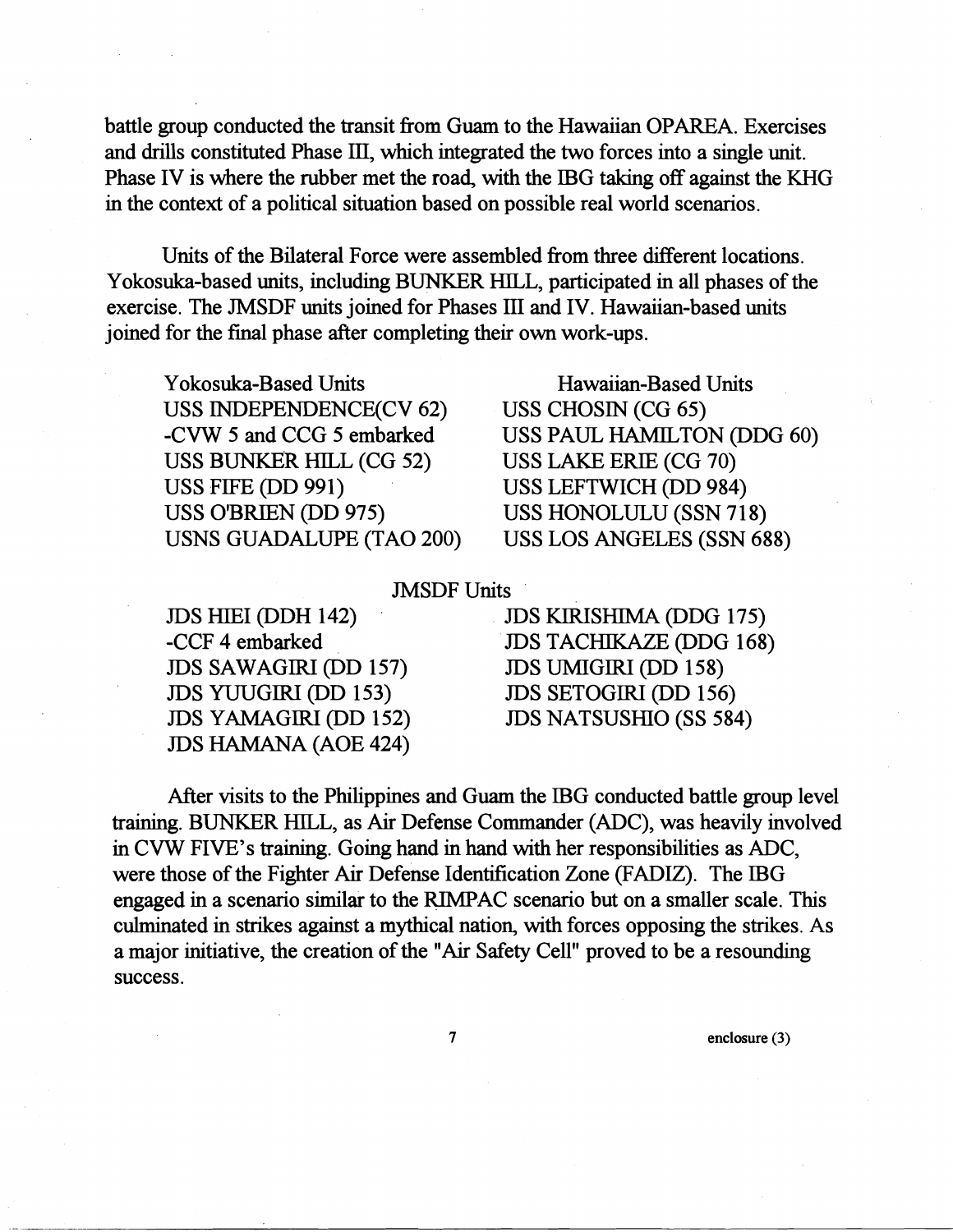battle group conducted the transit from Guam to the Hawaiian OPAREA. Exercises and drills constituted Phase III, which integrated the two forces into a single unit. Phase IV is where the rubber met the road, with the IBG taking off against the KHG in the context of a political situation based on possible real world scenarios.

Units of the Bilateral Force were assembled from three different locations. Yokosuka-based units, including BUNKER HILL, participated in all phases of the exercise. The JMSDF units joined for Phases III and IV. Hawaiian-based units joined for the final phase after completing their own work-ups.

| Yokosuka-Based Units | Hawaiian-Based Units |
|---|---|
| USS INDEPENDENCE(CV 62) | USS CHOSIN (CG 65) |
| -CVW 5 and CCG 5 embarked | USS PAUL HAMILTON (DDG 60) |
| USS BUNKER HILL (CG 52) | USS LAKE ERIE (CG 70) |
| USS FIFE (DD 991) | USS LEFTWICH (DD 984) |
| USS O'BRIEN (DD 975) | USS HONOLULU (SSN 718) |
| USNS GUADALUPE (TAO 200) | USS LOS ANGELES (SSN 688) |

JMSDF Units

| | |
|---|---|
| JDS HIEI (DDH 142) | JDS KIRISHIMA (DDG 175) |
| -CCF 4 embarked | JDS TACHIKAZE (DDG 168) |
| JDS SAWAGIRI (DD 157) | JDS UMIGIRI (DD 158) |
| JDS YUUGIRI (DD 153) | JDS SETOGIRI (DD 156) |
| JDS YAMAGIRI (DD 152) | JDS NATSUSHIO (SS 584) |
| JDS HAMANA (AOE 424) | |

After visits to the Philippines and Guam the IBG conducted battle group level training. BUNKER HILL, as Air Defense Commander (ADC), was heavily involved in CVW FIVE's training. Going hand in hand with her responsibilities as ADC, were those of the Fighter Air Defense Identification Zone (FADIZ). The IBG engaged in a scenario similar to the RIMPAC scenario but on a smaller scale. This culminated in strikes against a mythical nation, with forces opposing the strikes. As a major initiative, the creation of the "Air Safety Cell" proved to be a resounding success.

enclosure (3)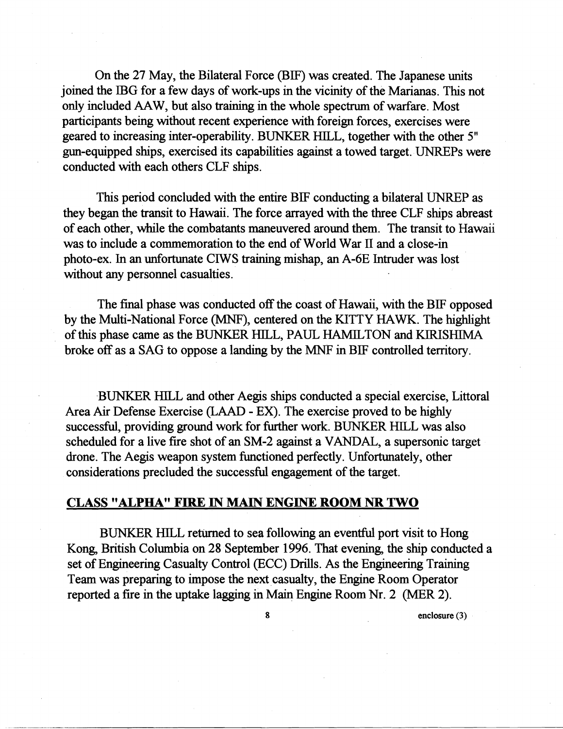On the 27 May, the Bilateral Force (BIF) was created. The Japanese units joined the IBG for a few days of work-ups in the vicinity of the Marianas. This not only included AAW, but also training in the whole spectrum of warfare. Most participants being without recent experience with foreign forces, exercises were geared to increasing inter-operability. BUNKER HILL, together with the other 5" gun-equipped ships, exercised its capabilities against a towed target. UNREPs were conducted with each others CLF ships.

This period concluded with the entire BIF conducting a bilateral UNREP as they began the transit to Hawaii. The force arrayed with the three CLF ships abreast of each other, while the combatants maneuvered around them. The transit to Hawaii was to include a commemoration to the end of World War II and a close-in photo-ex. In an unfortunate CIWS training mishap, an A-6E Intruder was lost without any personnel casualties.

The final phase was conducted off the coast of Hawaii, with the BIF opposed by the Multi-National Force (MNF), centered on the KITTY HAWK. The highlight of this phase came as the BUNKER HILL, PAUL HAMILTON and KIRISHIMA broke off as a SAG to oppose a landing by the MNF in BIF controlled territory.

BUNKER HILL and other Aegis ships conducted a special exercise, Littoral Area Air Defense Exercise (LAAD - EX). The exercise proved to be highly successful, providing ground work for further work. BUNKER HILL was also scheduled for a live fire shot of an SM-2 against a VANDAL, a supersonic target drone. The Aegis weapon system functioned perfectly. Unfortunately, other considerations precluded the successful engagement of the target.

## **CLASS "ALPHA" FIRE IN MAIN ENGINE ROOM NR TWO**

BUNKER HILL returned to sea following an eventful port visit to Hong Kong, British Columbia on 28 September 1996. That evening, the ship conducted a set of Engineering Casualty Control (ECC) Drills. As the Engineering Training Team was preparing to impose the next casualty, the Engine Room Operator reported a fire in the uptake lagging in Main Engine Room Nr. 2 (MER 2).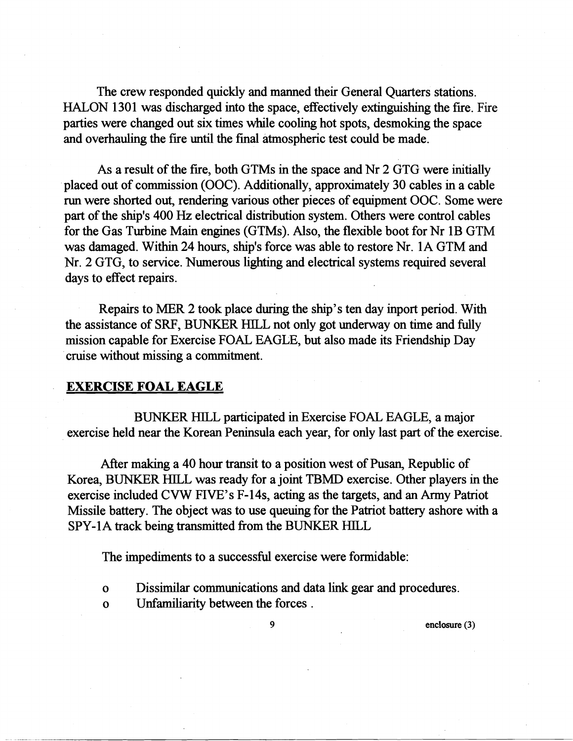The crew responded quickly and manned their General Quarters stations. HALON 1301 was discharged into the space, effectively extinguishing the fire. Fire parties were changed out six times while cooling hot spots, desmoking the space and overhauling the fire until the final atmospheric test could be made.

As a result of the fire, both GTMs in the space and Nr 2 GTG were initially placed out of commission (OOC). Additionally, approximately 30 cables in a cable run were shorted out, rendering various other pieces of equipment OOC. Some were part of the ship's 400 Hz electrical distribution system. Others were control cables for the Gas Turbine Main engines (GTMs). Also, the flexible boot for Nr 1B GTM was damaged. Within 24 hours, ship's force was able to restore Nr. 1A GTM and Nr. 2 GTG, to service. Numerous lighting and electrical systems required several days to effect repairs.

Repairs to MER 2 took place during the ship's ten day inport period. With the assistance of SRF, BUNKER HILL not only got underway on time and fully mission capable for Exercise FOAL EAGLE, but also made its Friendship Day cruise without missing a commitment.

## EXERCISE FOAL EAGLE

BUNKER HILL participated in Exercise FOAL EAGLE, a major exercise held near the Korean Peninsula each year, for only last part of the exercise.

After making a 40 hour transit to a position west of Pusan, Republic of Korea, BUNKER HILL was ready for a joint TBMD exercise. Other players in the exercise included CVW FIVE's F-14s, acting as the targets, and an Army Patriot Missile battery. The object was to use queuing for the Patriot battery ashore with a SPY-1A track being transmitted from the BUNKER HILL

The impediments to a successful exercise were formidable:

- o Dissimilar communications and data link gear and procedures.
- o Unfamiliarity between the forces .

enclosure (3)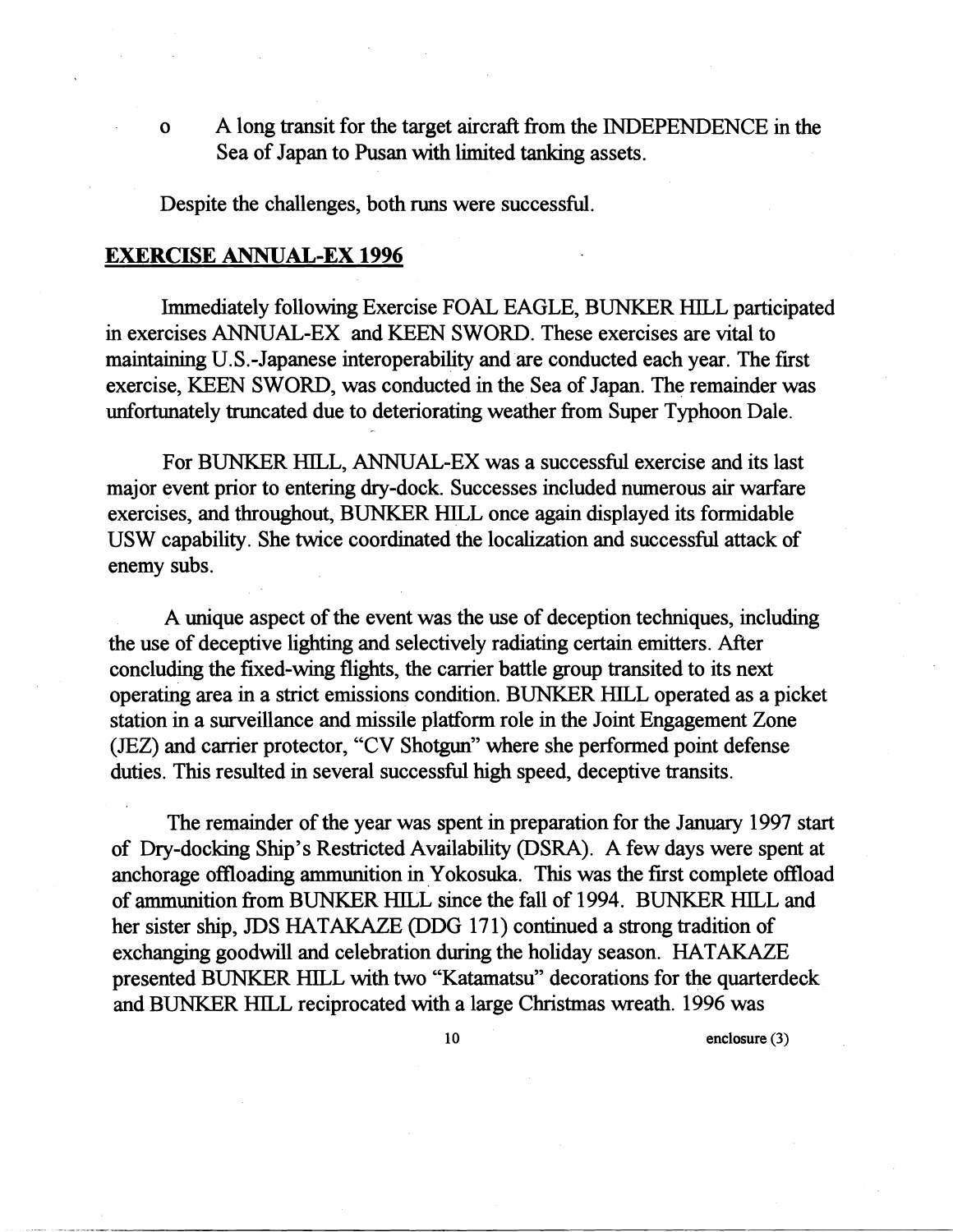- A long transit for the target aircraft from the INDEPENDENCE in the Sea of Japan to Pusan with limited tanking assets.

Despite the challenges, both runs were successful.

## **EXERCISE ANNUAL-EX 1996**

Immediately following Exercise FOAL EAGLE, BUNKER HILL participated in exercises ANNUAL-EX and KEEN SWORD. These exercises are vital to maintaining U.S.-Japanese interoperability and are conducted each year. The first exercise, KEEN SWORD, was conducted in the Sea of Japan. The remainder was unfortunately truncated due to deteriorating weather from Super Typhoon Dale.

For BUNKER HILL, ANNUAL-EX was a successful exercise and its last major event prior to entering dry-dock. Successes included numerous air warfare exercises, and throughout, BUNKER HILL once again displayed its formidable USW capability. She twice coordinated the localization and successful attack of enemy subs.

A unique aspect of the event was the use of deception techniques, including the use of deceptive lighting and selectively radiating certain emitters. After concluding the fixed-wing flights, the carrier battle group transited to its next operating area in a strict emissions condition. BUNKER HILL operated as a picket station in a surveillance and missile platform role in the Joint Engagement Zone (JEZ) and carrier protector, "CV Shotgun" where she performed point defense duties. This resulted in several successful high speed, deceptive transits.

The remainder of the year was spent in preparation for the January 1997 start of Dry-docking Ship's Restricted Availability (DSRA). A few days were spent at anchorage offloading ammunition in Yokosuka. This was the first complete offload of ammunition from BUNKER HILL since the fall of 1994. BUNKER HILL and her sister ship, JDS HATAKAZE (DDG 171) continued a strong tradition of exchanging goodwill and celebration during the holiday season. HATAKAZE presented BUNKER HILL with two "Katamatsu" decorations for the quarterdeck and BUNKER HILL reciprocated with a large Christmas wreath. 1996 was

enclosure (3)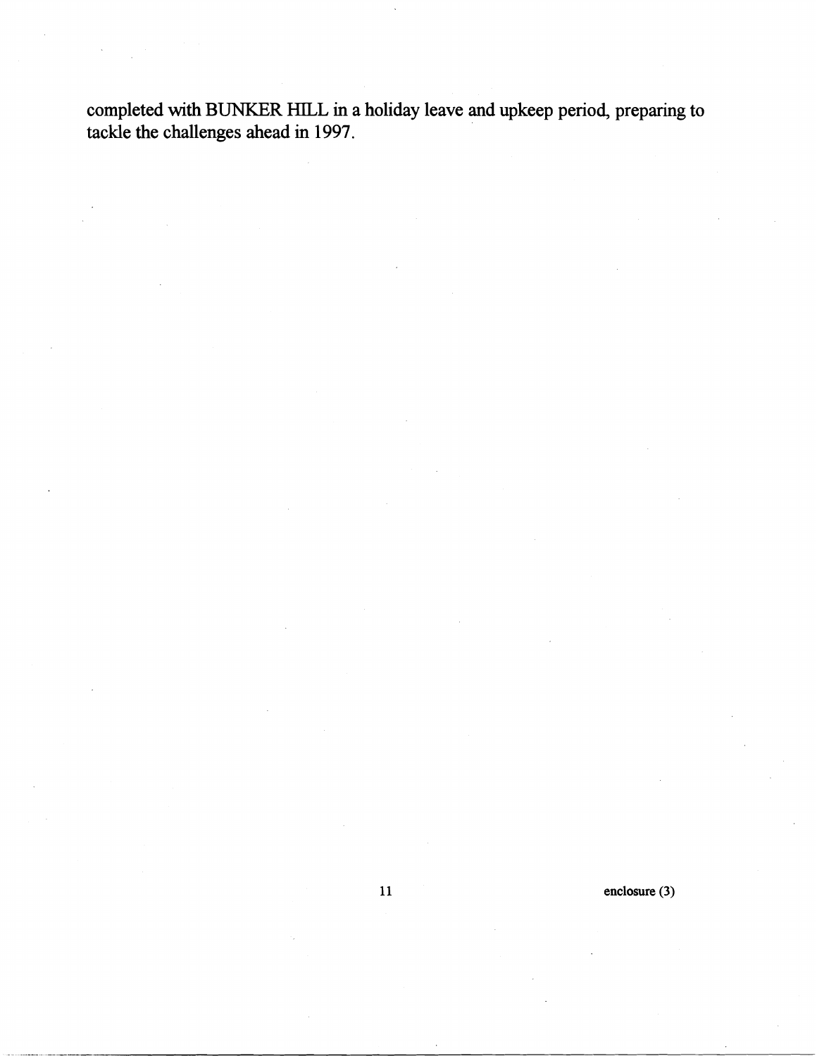completed with BUNKER HILL in a holiday leave and upkeep period, preparing to tackle the challenges ahead in 1997.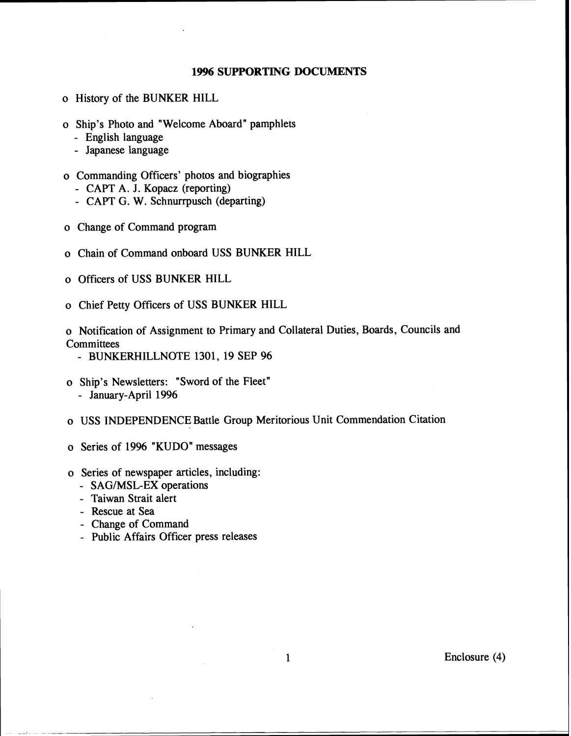# 1996 SUPPORTING DOCUMENTS

- History of the BUNKER HILL
- Ship's Photo and "Welcome Aboard" pamphlets
  - English language
  - Japanese language
- Commanding Officers' photos and biographies
  - CAPT A. J. Kopacz (reporting)
  - CAPT G. W. Schnurrpusch (departing)
- Change of Command program
- Chain of Command onboard USS BUNKER HILL
- Officers of USS BUNKER HILL
- Chief Petty Officers of USS BUNKER HILL
- Notification of Assignment to Primary and Collateral Duties, Boards, Councils and Committees
  - BUNKERHILLNOTE 1301, 19 SEP 96
- Ship's Newsletters: "Sword of the Fleet"
  - January-April 1996
- USS INDEPENDENCE Battle Group Meritorious Unit Commendation Citation
- Series of 1996 "KUDO" messages
- Series of newspaper articles, including:
  - SAG/MSL-EX operations
  - Taiwan Strait alert
  - Rescue at Sea
  - Change of Command
  - Public Affairs Officer press releases

Enclosure (4)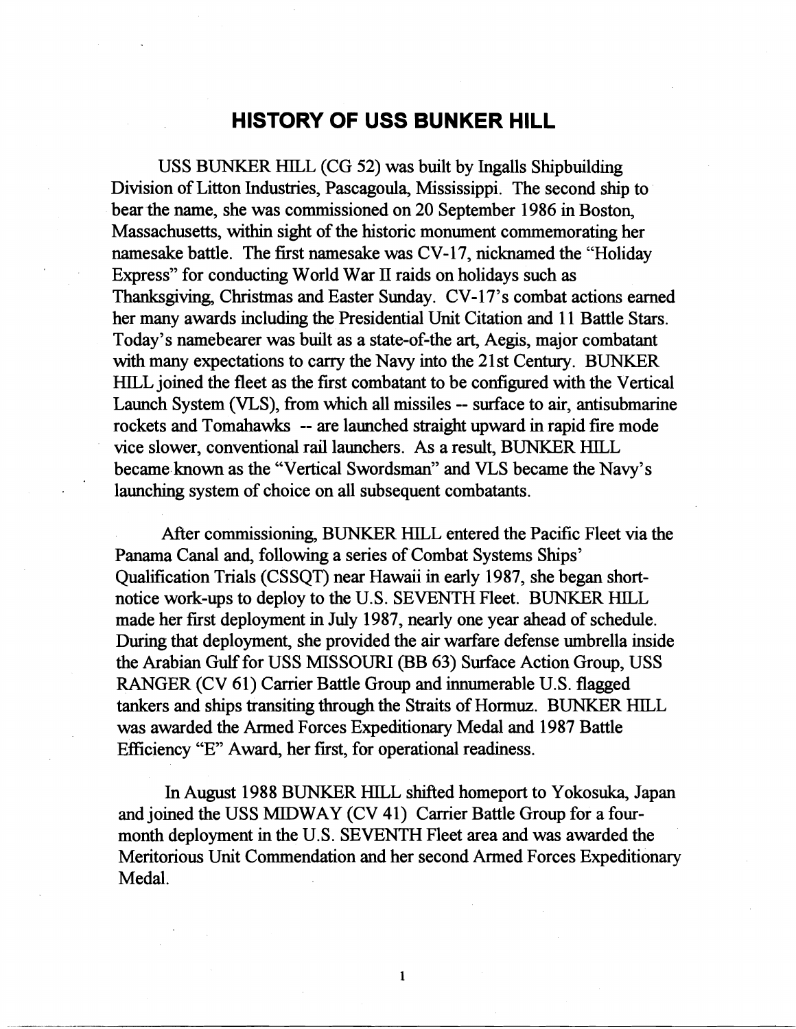# HISTORY OF USS BUNKER HILL

USS BUNKER HILL (CG 52) was built by Ingalls Shipbuilding Division of Litton Industries, Pascagoula, Mississippi. The second ship to bear the name, she was commissioned on 20 September 1986 in Boston, Massachusetts, within sight of the historic monument commemorating her namesake battle. The first namesake was CV-17, nicknamed the "Holiday Express" for conducting World War II raids on holidays such as Thanksgiving, Christmas and Easter Sunday. CV-17's combat actions earned her many awards including the Presidential Unit Citation and 11 Battle Stars. Today's namebearer was built as a state-of-the art, Aegis, major combatant with many expectations to carry the Navy into the 21st Century. BUNKER HILL joined the fleet as the first combatant to be configured with the Vertical Launch System (VLS), from which all missiles -- surface to air, antisubmarine rockets and Tomahawks -- are launched straight upward in rapid fire mode vice slower, conventional rail launchers. As a result, BUNKER HILL became known as the "Vertical Swordsman" and VLS became the Navy's launching system of choice on all subsequent combatants.

After commissioning, BUNKER HILL entered the Pacific Fleet via the Panama Canal and, following a series of Combat Systems Ships' Qualification Trials (CSSQT) near Hawaii in early 1987, she began short-notice work-ups to deploy to the U.S. SEVENTH Fleet. BUNKER HILL made her first deployment in July 1987, nearly one year ahead of schedule. During that deployment, she provided the air warfare defense umbrella inside the Arabian Gulf for USS MISSOURI (BB 63) Surface Action Group, USS RANGER (CV 61) Carrier Battle Group and innumerable U.S. flagged tankers and ships transiting through the Straits of Hormuz. BUNKER HILL was awarded the Armed Forces Expeditionary Medal and 1987 Battle Efficiency "E" Award, her first, for operational readiness.

In August 1988 BUNKER HILL shifted homeport to Yokosuka, Japan and joined the USS MIDWAY (CV 41) Carrier Battle Group for a four-month deployment in the U.S. SEVENTH Fleet area and was awarded the Meritorious Unit Commendation and her second Armed Forces Expeditionary Medal.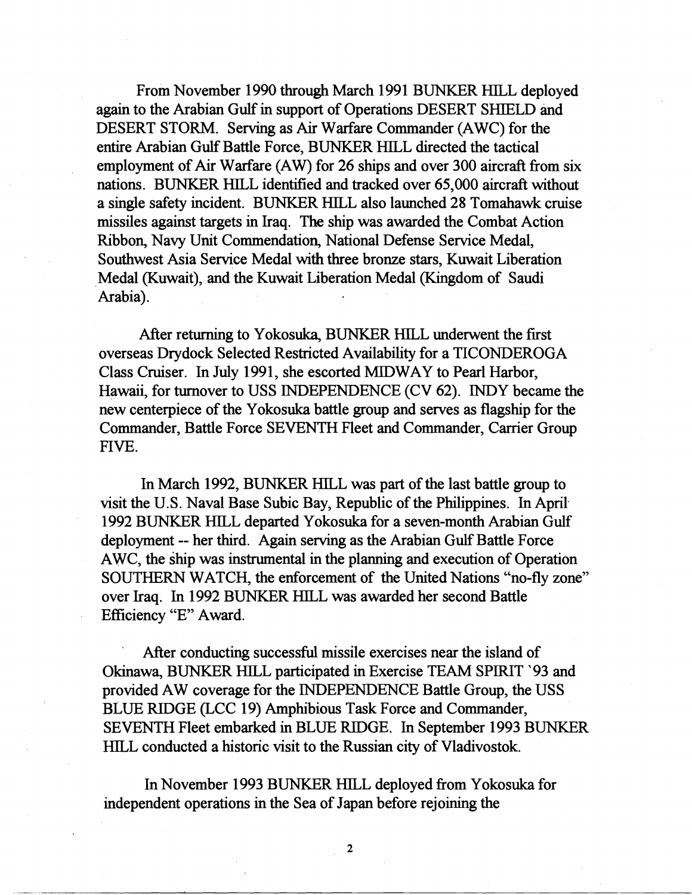From November 1990 through March 1991 BUNKER HILL deployed again to the Arabian Gulf in support of Operations DESERT SHIELD and DESERT STORM. Serving as Air Warfare Commander (AWC) for the entire Arabian Gulf Battle Force, BUNKER HILL directed the tactical employment of Air Warfare (AW) for 26 ships and over 300 aircraft from six nations. BUNKER HILL identified and tracked over 65,000 aircraft without a single safety incident. BUNKER HILL also launched 28 Tomahawk cruise missiles against targets in Iraq. The ship was awarded the Combat Action Ribbon, Navy Unit Commendation, National Defense Service Medal, Southwest Asia Service Medal with three bronze stars, Kuwait Liberation Medal (Kuwait), and the Kuwait Liberation Medal (Kingdom of Saudi Arabia).

After returning to Yokosuka, BUNKER HILL underwent the first overseas Drydock Selected Restricted Availability for a TICONDEROGA Class Cruiser. In July 1991, she escorted MIDWAY to Pearl Harbor, Hawaii, for turnover to USS INDEPENDENCE (CV 62). INDY became the new centerpiece of the Yokosuka battle group and serves as flagship for the Commander, Battle Force SEVENTH Fleet and Commander, Carrier Group FIVE.

In March 1992, BUNKER HILL was part of the last battle group to visit the U.S. Naval Base Subic Bay, Republic of the Philippines. In April 1992 BUNKER HILL departed Yokosuka for a seven-month Arabian Gulf deployment -- her third. Again serving as the Arabian Gulf Battle Force AWC, the ship was instrumental in the planning and execution of Operation SOUTHERN WATCH, the enforcement of the United Nations "no-fly zone" over Iraq. In 1992 BUNKER HILL was awarded her second Battle Efficiency "E" Award.

After conducting successful missile exercises near the island of Okinawa, BUNKER HILL participated in Exercise TEAM SPIRIT '93 and provided AW coverage for the INDEPENDENCE Battle Group, the USS BLUE RIDGE (LCC 19) Amphibious Task Force and Commander, SEVENTH Fleet embarked in BLUE RIDGE. In September 1993 BUNKER HILL conducted a historic visit to the Russian city of Vladivostok.

In November 1993 BUNKER HILL deployed from Yokosuka for independent operations in the Sea of Japan before rejoining the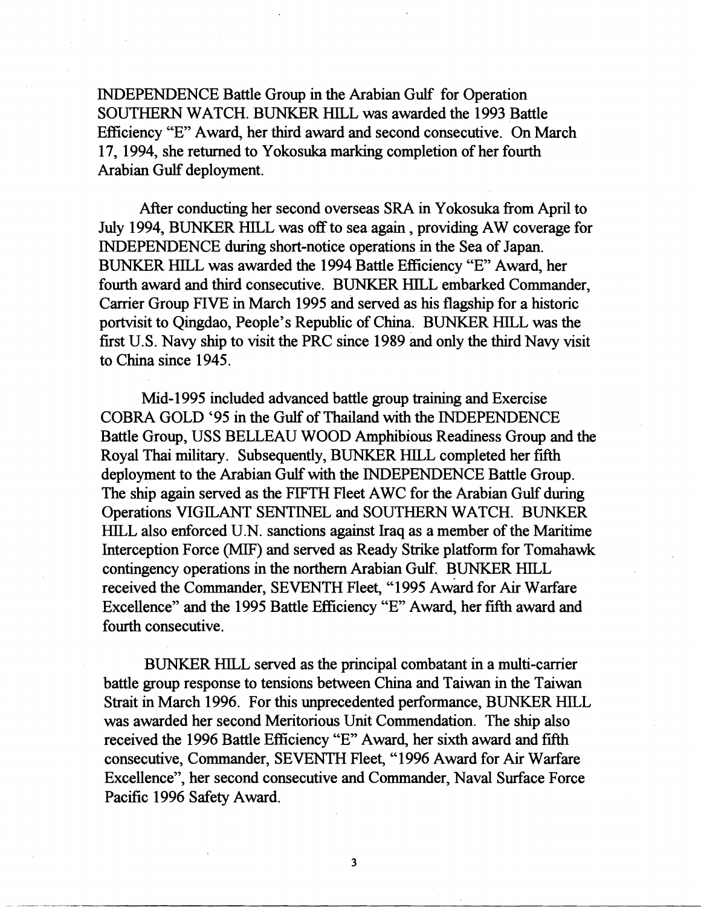INDEPENDENCE Battle Group in the Arabian Gulf for Operation SOUTHERN WATCH. BUNKER HILL was awarded the 1993 Battle Efficiency "E" Award, her third award and second consecutive. On March 17, 1994, she returned to Yokosuka marking completion of her fourth Arabian Gulf deployment.

After conducting her second overseas SRA in Yokosuka from April to July 1994, BUNKER HILL was off to sea again , providing AW coverage for INDEPENDENCE during short-notice operations in the Sea of Japan. BUNKER HILL was awarded the 1994 Battle Efficiency "E" Award, her fourth award and third consecutive. BUNKER HILL embarked Commander, Carrier Group FIVE in March 1995 and served as his flagship for a historic portvisit to Qingdao, People's Republic of China. BUNKER HILL was the first U.S. Navy ship to visit the PRC since 1989 and only the third Navy visit to China since 1945.

Mid-1995 included advanced battle group training and Exercise COBRA GOLD '95 in the Gulf of Thailand with the INDEPENDENCE Battle Group, USS BELLEAU WOOD Amphibious Readiness Group and the Royal Thai military. Subsequently, BUNKER HILL completed her fifth deployment to the Arabian Gulf with the INDEPENDENCE Battle Group. The ship again served as the FIFTH Fleet AWC for the Arabian Gulf during Operations VIGILANT SENTINEL and SOUTHERN WATCH. BUNKER HILL also enforced U.N. sanctions against Iraq as a member of the Maritime Interception Force (MIF) and served as Ready Strike platform for Tomahawk contingency operations in the northern Arabian Gulf. BUNKER HILL received the Commander, SEVENTH Fleet, "1995 Award for Air Warfare Excellence" and the 1995 Battle Efficiency "E" Award, her fifth award and fourth consecutive.

BUNKER HILL served as the principal combatant in a multi-carrier battle group response to tensions between China and Taiwan in the Taiwan Strait in March 1996. For this unprecedented performance, BUNKER HILL was awarded her second Meritorious Unit Commendation. The ship also received the 1996 Battle Efficiency "E" Award, her sixth award and fifth consecutive, Commander, SEVENTH Fleet, "1996 Award for Air Warfare Excellence", her second consecutive and Commander, Naval Surface Force Pacific 1996 Safety Award.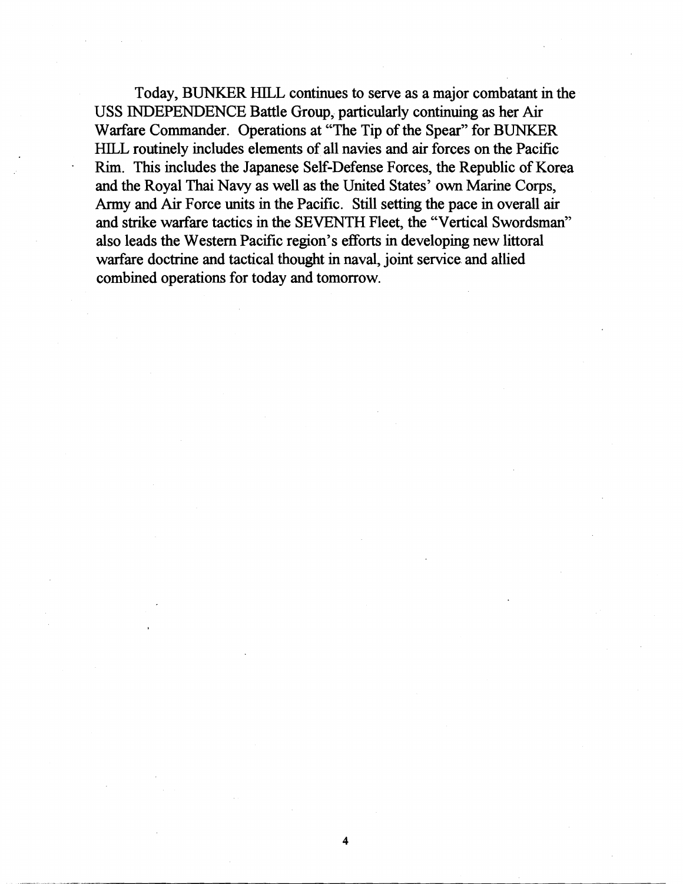Today, BUNKER HILL continues to serve as a major combatant in the USS INDEPENDENCE Battle Group, particularly continuing as her Air Warfare Commander. Operations at "The Tip of the Spear" for BUNKER HILL routinely includes elements of all navies and air forces on the Pacific Rim. This includes the Japanese Self-Defense Forces, the Republic of Korea and the Royal Thai Navy as well as the United States' own Marine Corps, Army and Air Force units in the Pacific. Still setting the pace in overall air and strike warfare tactics in the SEVENTH Fleet, the "Vertical Swordsman" also leads the Western Pacific region's efforts in developing new littoral warfare doctrine and tactical thought in naval, joint service and allied combined operations for today and tomorrow.